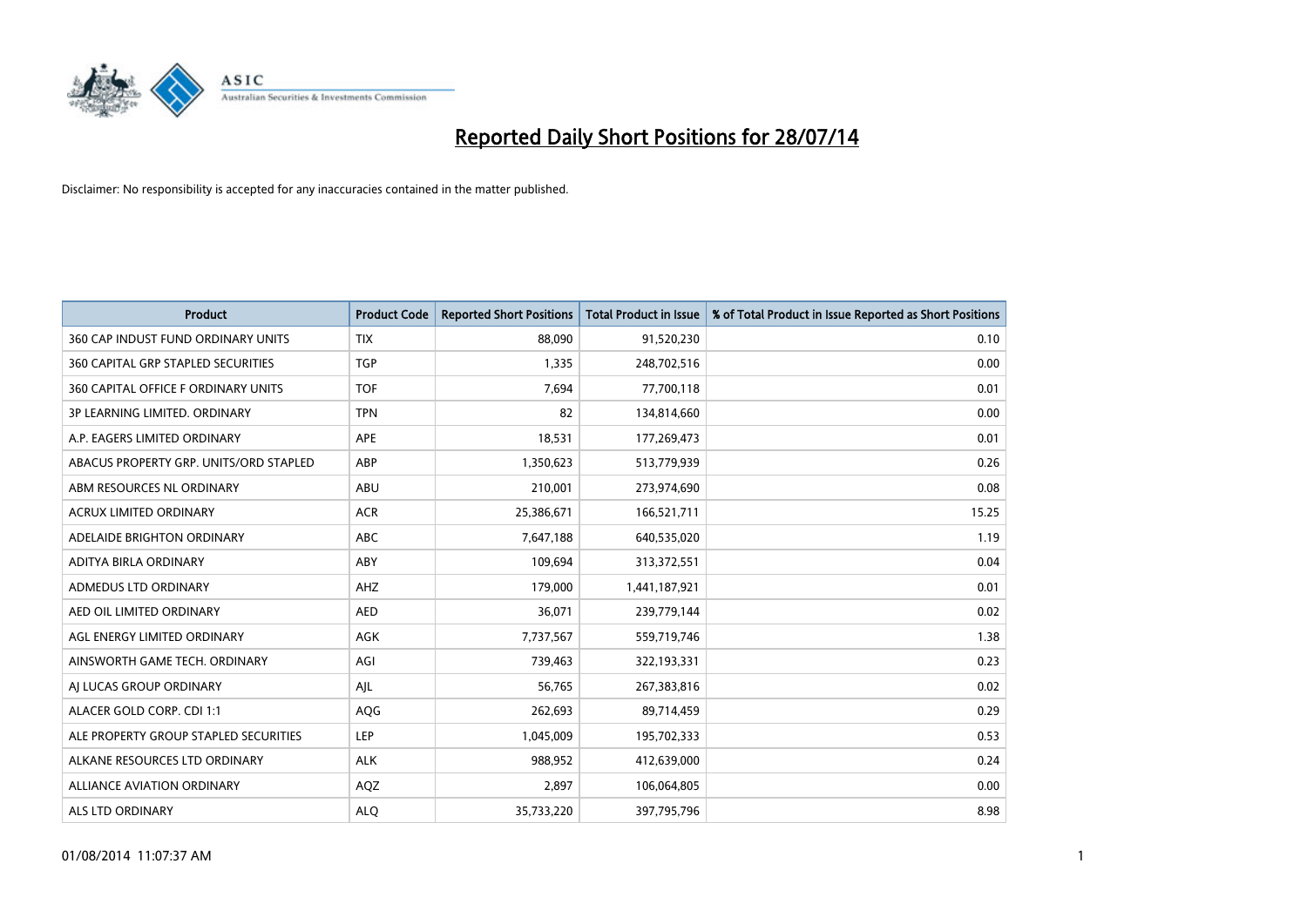# Reported Daily Short Positions for 28/07/14

Disclaimer: No responsibility is accepted for any inaccuracies contained in the matter published.

| Product | Product Code | Reported Short Positions | Total Product in Issue | % of Total Product in Issue Reported as Short Positions |
|---|---|---|---|---|
| 360 CAP INDUST FUND ORDINARY UNITS | TIX | 88,090 | 91,520,230 | 0.10 |
| 360 CAPITAL GRP STAPLED SECURITIES | TGP | 1,335 | 248,702,516 | 0.00 |
| 360 CAPITAL OFFICE F ORDINARY UNITS | TOF | 7,694 | 77,700,118 | 0.01 |
| 3P LEARNING LIMITED. ORDINARY | TPN | 82 | 134,814,660 | 0.00 |
| A.P. EAGERS LIMITED ORDINARY | APE | 18,531 | 177,269,473 | 0.01 |
| ABACUS PROPERTY GRP. UNITS/ORD STAPLED | ABP | 1,350,623 | 513,779,939 | 0.26 |
| ABM RESOURCES NL ORDINARY | ABU | 210,001 | 273,974,690 | 0.08 |
| ACRUX LIMITED ORDINARY | ACR | 25,386,671 | 166,521,711 | 15.25 |
| ADELAIDE BRIGHTON ORDINARY | ABC | 7,647,188 | 640,535,020 | 1.19 |
| ADITYA BIRLA ORDINARY | ABY | 109,694 | 313,372,551 | 0.04 |
| ADMEDUS LTD ORDINARY | AHZ | 179,000 | 1,441,187,921 | 0.01 |
| AED OIL LIMITED ORDINARY | AED | 36,071 | 239,779,144 | 0.02 |
| AGL ENERGY LIMITED ORDINARY | AGK | 7,737,567 | 559,719,746 | 1.38 |
| AINSWORTH GAME TECH. ORDINARY | AGI | 739,463 | 322,193,331 | 0.23 |
| AJ LUCAS GROUP ORDINARY | AJL | 56,765 | 267,383,816 | 0.02 |
| ALACER GOLD CORP. CDI 1:1 | AQG | 262,693 | 89,714,459 | 0.29 |
| ALE PROPERTY GROUP STAPLED SECURITIES | LEP | 1,045,009 | 195,702,333 | 0.53 |
| ALKANE RESOURCES LTD ORDINARY | ALK | 988,952 | 412,639,000 | 0.24 |
| ALLIANCE AVIATION ORDINARY | AQZ | 2,897 | 106,064,805 | 0.00 |
| ALS LTD ORDINARY | ALQ | 35,733,220 | 397,795,796 | 8.98 |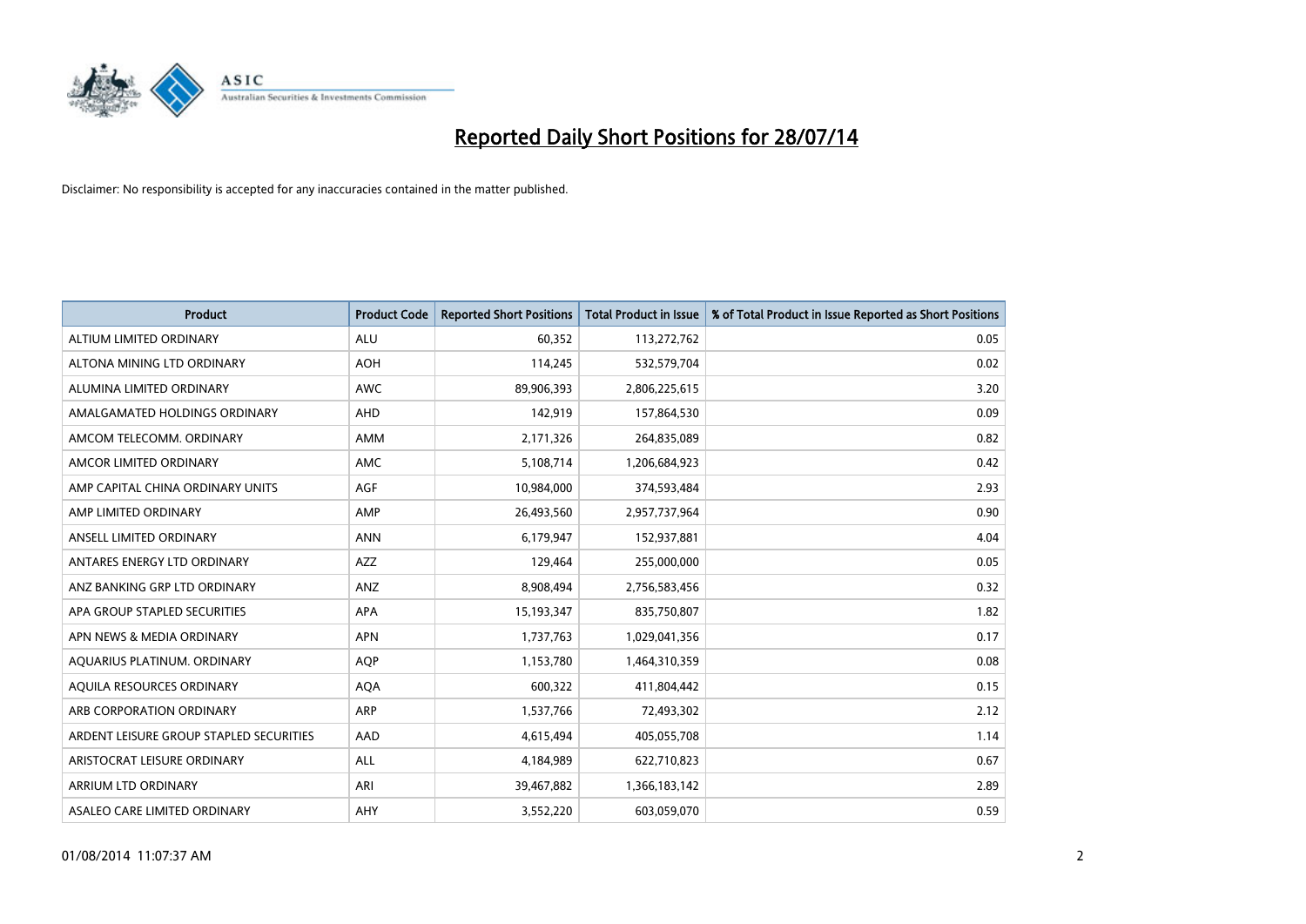# Reported Daily Short Positions for 28/07/14

Disclaimer: No responsibility is accepted for any inaccuracies contained in the matter published.

| Product | Product Code | Reported Short Positions | Total Product in Issue | % of Total Product in Issue Reported as Short Positions |
|---|---|---|---|---|
| ALTIUM LIMITED ORDINARY | ALU | 60,352 | 113,272,762 | 0.05 |
| ALTONA MINING LTD ORDINARY | AOH | 114,245 | 532,579,704 | 0.02 |
| ALUMINA LIMITED ORDINARY | AWC | 89,906,393 | 2,806,225,615 | 3.20 |
| AMALGAMATED HOLDINGS ORDINARY | AHD | 142,919 | 157,864,530 | 0.09 |
| AMCOM TELECOMM. ORDINARY | AMM | 2,171,326 | 264,835,089 | 0.82 |
| AMCOR LIMITED ORDINARY | AMC | 5,108,714 | 1,206,684,923 | 0.42 |
| AMP CAPITAL CHINA ORDINARY UNITS | AGF | 10,984,000 | 374,593,484 | 2.93 |
| AMP LIMITED ORDINARY | AMP | 26,493,560 | 2,957,737,964 | 0.90 |
| ANSELL LIMITED ORDINARY | ANN | 6,179,947 | 152,937,881 | 4.04 |
| ANTARES ENERGY LTD ORDINARY | AZZ | 129,464 | 255,000,000 | 0.05 |
| ANZ BANKING GRP LTD ORDINARY | ANZ | 8,908,494 | 2,756,583,456 | 0.32 |
| APA GROUP STAPLED SECURITIES | APA | 15,193,347 | 835,750,807 | 1.82 |
| APN NEWS & MEDIA ORDINARY | APN | 1,737,763 | 1,029,041,356 | 0.17 |
| AQUARIUS PLATINUM. ORDINARY | AQP | 1,153,780 | 1,464,310,359 | 0.08 |
| AQUILA RESOURCES ORDINARY | AQA | 600,322 | 411,804,442 | 0.15 |
| ARB CORPORATION ORDINARY | ARP | 1,537,766 | 72,493,302 | 2.12 |
| ARDENT LEISURE GROUP STAPLED SECURITIES | AAD | 4,615,494 | 405,055,708 | 1.14 |
| ARISTOCRAT LEISURE ORDINARY | ALL | 4,184,989 | 622,710,823 | 0.67 |
| ARRIUM LTD ORDINARY | ARI | 39,467,882 | 1,366,183,142 | 2.89 |
| ASALEO CARE LIMITED ORDINARY | AHY | 3,552,220 | 603,059,070 | 0.59 |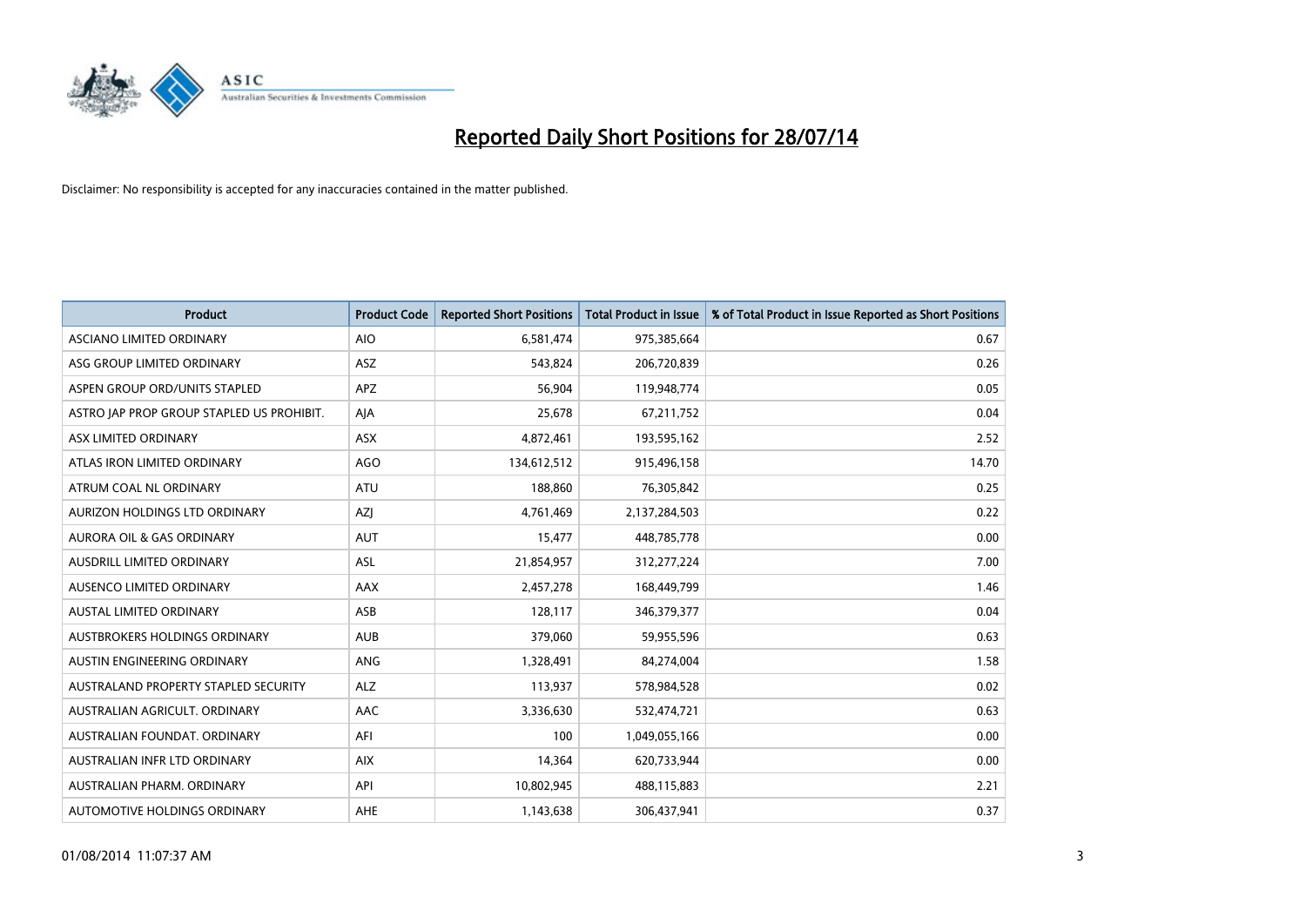# Reported Daily Short Positions for 28/07/14

Disclaimer: No responsibility is accepted for any inaccuracies contained in the matter published.

| Product | Product Code | Reported Short Positions | Total Product in Issue | % of Total Product in Issue Reported as Short Positions |
|---|---|---|---|---|
| ASCIANO LIMITED ORDINARY | AIO | 6,581,474 | 975,385,664 | 0.67 |
| ASG GROUP LIMITED ORDINARY | ASZ | 543,824 | 206,720,839 | 0.26 |
| ASPEN GROUP ORD/UNITS STAPLED | APZ | 56,904 | 119,948,774 | 0.05 |
| ASTRO JAP PROP GROUP STAPLED US PROHIBIT. | AJA | 25,678 | 67,211,752 | 0.04 |
| ASX LIMITED ORDINARY | ASX | 4,872,461 | 193,595,162 | 2.52 |
| ATLAS IRON LIMITED ORDINARY | AGO | 134,612,512 | 915,496,158 | 14.70 |
| ATRUM COAL NL ORDINARY | ATU | 188,860 | 76,305,842 | 0.25 |
| AURIZON HOLDINGS LTD ORDINARY | AZJ | 4,761,469 | 2,137,284,503 | 0.22 |
| AURORA OIL & GAS ORDINARY | AUT | 15,477 | 448,785,778 | 0.00 |
| AUSDRILL LIMITED ORDINARY | ASL | 21,854,957 | 312,277,224 | 7.00 |
| AUSENCO LIMITED ORDINARY | AAX | 2,457,278 | 168,449,799 | 1.46 |
| AUSTAL LIMITED ORDINARY | ASB | 128,117 | 346,379,377 | 0.04 |
| AUSTBROKERS HOLDINGS ORDINARY | AUB | 379,060 | 59,955,596 | 0.63 |
| AUSTIN ENGINEERING ORDINARY | ANG | 1,328,491 | 84,274,004 | 1.58 |
| AUSTRALAND PROPERTY STAPLED SECURITY | ALZ | 113,937 | 578,984,528 | 0.02 |
| AUSTRALIAN AGRICULT. ORDINARY | AAC | 3,336,630 | 532,474,721 | 0.63 |
| AUSTRALIAN FOUNDAT. ORDINARY | AFI | 100 | 1,049,055,166 | 0.00 |
| AUSTRALIAN INFR LTD ORDINARY | AIX | 14,364 | 620,733,944 | 0.00 |
| AUSTRALIAN PHARM. ORDINARY | API | 10,802,945 | 488,115,883 | 2.21 |
| AUTOMOTIVE HOLDINGS ORDINARY | AHE | 1,143,638 | 306,437,941 | 0.37 |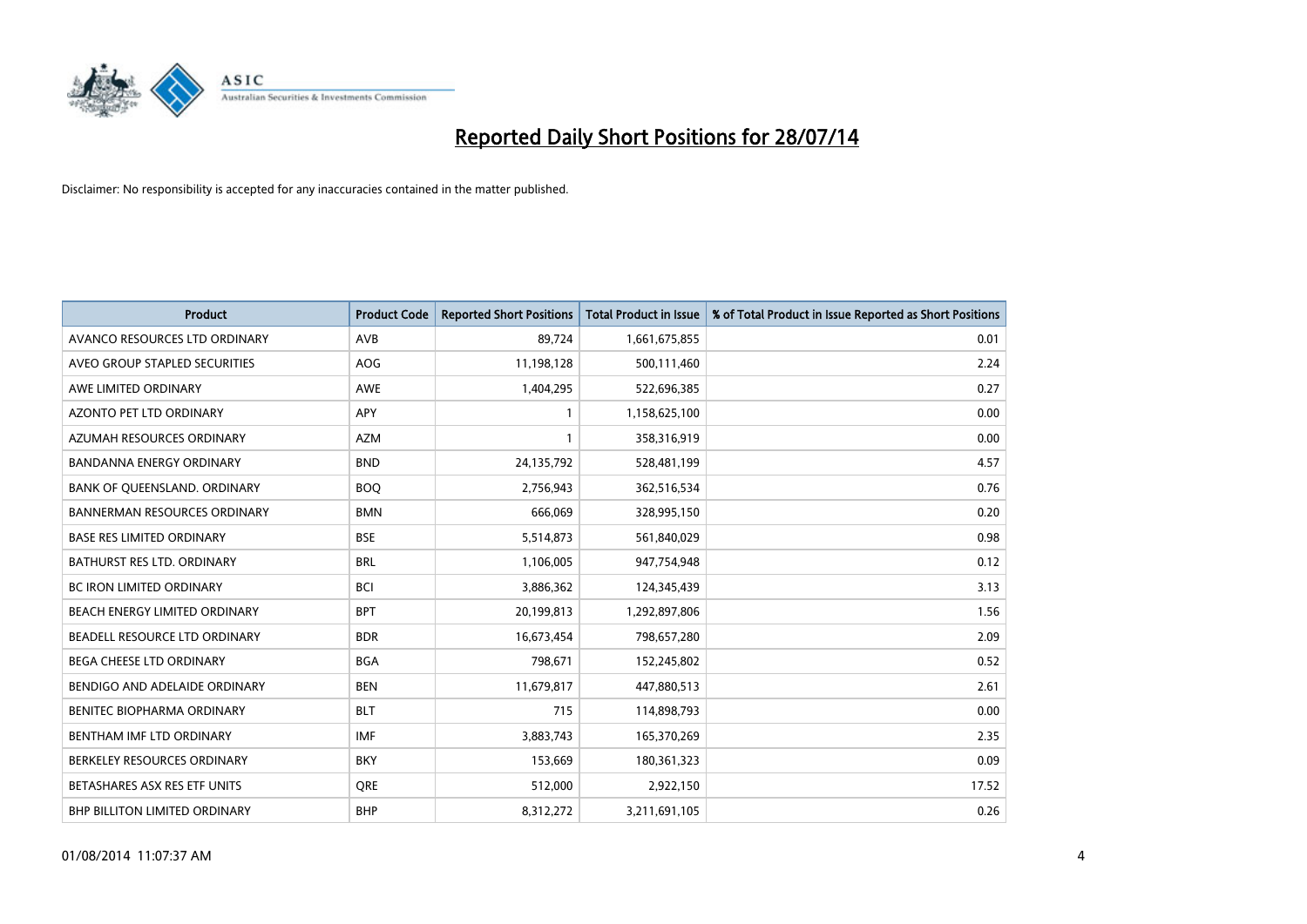# Reported Daily Short Positions for 28/07/14

Disclaimer: No responsibility is accepted for any inaccuracies contained in the matter published.

| Product | Product Code | Reported Short Positions | Total Product in Issue | % of Total Product in Issue Reported as Short Positions |
|---|---|---|---|---|
| AVANCO RESOURCES LTD ORDINARY | AVB | 89,724 | 1,661,675,855 | 0.01 |
| AVEO GROUP STAPLED SECURITIES | AOG | 11,198,128 | 500,111,460 | 2.24 |
| AWE LIMITED ORDINARY | AWE | 1,404,295 | 522,696,385 | 0.27 |
| AZONTO PET LTD ORDINARY | APY | 1 | 1,158,625,100 | 0.00 |
| AZUMAH RESOURCES ORDINARY | AZM | 1 | 358,316,919 | 0.00 |
| BANDANNA ENERGY ORDINARY | BND | 24,135,792 | 528,481,199 | 4.57 |
| BANK OF QUEENSLAND. ORDINARY | BOQ | 2,756,943 | 362,516,534 | 0.76 |
| BANNERMAN RESOURCES ORDINARY | BMN | 666,069 | 328,995,150 | 0.20 |
| BASE RES LIMITED ORDINARY | BSE | 5,514,873 | 561,840,029 | 0.98 |
| BATHURST RES LTD. ORDINARY | BRL | 1,106,005 | 947,754,948 | 0.12 |
| BC IRON LIMITED ORDINARY | BCI | 3,886,362 | 124,345,439 | 3.13 |
| BEACH ENERGY LIMITED ORDINARY | BPT | 20,199,813 | 1,292,897,806 | 1.56 |
| BEADELL RESOURCE LTD ORDINARY | BDR | 16,673,454 | 798,657,280 | 2.09 |
| BEGA CHEESE LTD ORDINARY | BGA | 798,671 | 152,245,802 | 0.52 |
| BENDIGO AND ADELAIDE ORDINARY | BEN | 11,679,817 | 447,880,513 | 2.61 |
| BENITEC BIOPHARMA ORDINARY | BLT | 715 | 114,898,793 | 0.00 |
| BENTHAM IMF LTD ORDINARY | IMF | 3,883,743 | 165,370,269 | 2.35 |
| BERKELEY RESOURCES ORDINARY | BKY | 153,669 | 180,361,323 | 0.09 |
| BETASHARES ASX RES ETF UNITS | QRE | 512,000 | 2,922,150 | 17.52 |
| BHP BILLITON LIMITED ORDINARY | BHP | 8,312,272 | 3,211,691,105 | 0.26 |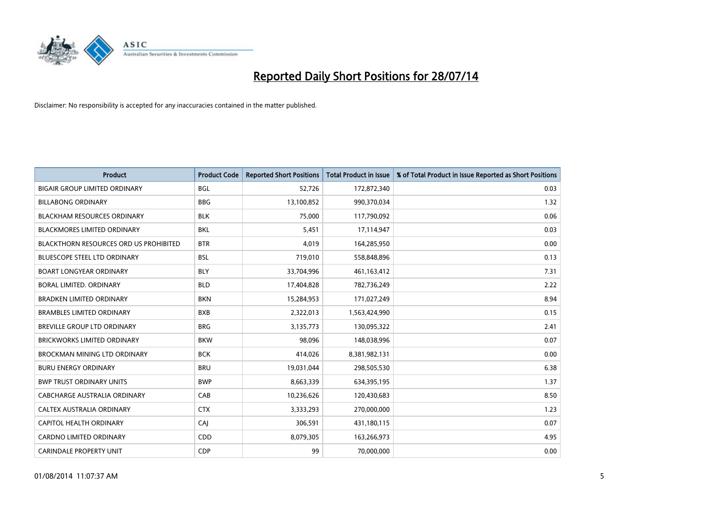# Reported Daily Short Positions for 28/07/14

Disclaimer: No responsibility is accepted for any inaccuracies contained in the matter published.

| Product | Product Code | Reported Short Positions | Total Product in Issue | % of Total Product in Issue Reported as Short Positions |
|---|---|---|---|---|
| BIGAIR GROUP LIMITED ORDINARY | BGL | 52,726 | 172,872,340 | 0.03 |
| BILLABONG ORDINARY | BBG | 13,100,852 | 990,370,034 | 1.32 |
| BLACKHAM RESOURCES ORDINARY | BLK | 75,000 | 117,790,092 | 0.06 |
| BLACKMORES LIMITED ORDINARY | BKL | 5,451 | 17,114,947 | 0.03 |
| BLACKTHORN RESOURCES ORD US PROHIBITED | BTR | 4,019 | 164,285,950 | 0.00 |
| BLUESCOPE STEEL LTD ORDINARY | BSL | 719,010 | 558,848,896 | 0.13 |
| BOART LONGYEAR ORDINARY | BLY | 33,704,996 | 461,163,412 | 7.31 |
| BORAL LIMITED. ORDINARY | BLD | 17,404,828 | 782,736,249 | 2.22 |
| BRADKEN LIMITED ORDINARY | BKN | 15,284,953 | 171,027,249 | 8.94 |
| BRAMBLES LIMITED ORDINARY | BXB | 2,322,013 | 1,563,424,990 | 0.15 |
| BREVILLE GROUP LTD ORDINARY | BRG | 3,135,773 | 130,095,322 | 2.41 |
| BRICKWORKS LIMITED ORDINARY | BKW | 98,096 | 148,038,996 | 0.07 |
| BROCKMAN MINING LTD ORDINARY | BCK | 414,026 | 8,381,982,131 | 0.00 |
| BURU ENERGY ORDINARY | BRU | 19,031,044 | 298,505,530 | 6.38 |
| BWP TRUST ORDINARY UNITS | BWP | 8,663,339 | 634,395,195 | 1.37 |
| CABCHARGE AUSTRALIA ORDINARY | CAB | 10,236,626 | 120,430,683 | 8.50 |
| CALTEX AUSTRALIA ORDINARY | CTX | 3,333,293 | 270,000,000 | 1.23 |
| CAPITOL HEALTH ORDINARY | CAJ | 306,591 | 431,180,115 | 0.07 |
| CARDNO LIMITED ORDINARY | CDD | 8,079,305 | 163,266,973 | 4.95 |
| CARINDALE PROPERTY UNIT | CDP | 99 | 70,000,000 | 0.00 |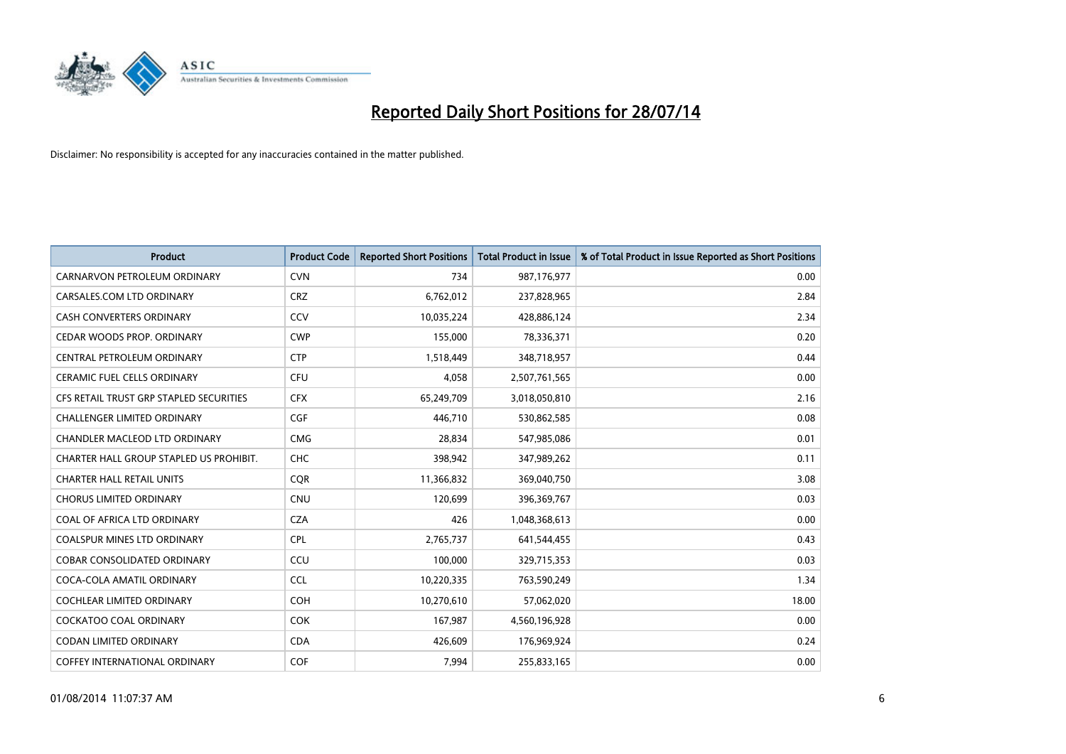# Reported Daily Short Positions for 28/07/14

Disclaimer: No responsibility is accepted for any inaccuracies contained in the matter published.

| Product | Product Code | Reported Short Positions | Total Product in Issue | % of Total Product in Issue Reported as Short Positions |
|---|---|---|---|---|
| CARNARVON PETROLEUM ORDINARY | CVN | 734 | 987,176,977 | 0.00 |
| CARSALES.COM LTD ORDINARY | CRZ | 6,762,012 | 237,828,965 | 2.84 |
| CASH CONVERTERS ORDINARY | CCV | 10,035,224 | 428,886,124 | 2.34 |
| CEDAR WOODS PROP. ORDINARY | CWP | 155,000 | 78,336,371 | 0.20 |
| CENTRAL PETROLEUM ORDINARY | CTP | 1,518,449 | 348,718,957 | 0.44 |
| CERAMIC FUEL CELLS ORDINARY | CFU | 4,058 | 2,507,761,565 | 0.00 |
| CFS RETAIL TRUST GRP STAPLED SECURITIES | CFX | 65,249,709 | 3,018,050,810 | 2.16 |
| CHALLENGER LIMITED ORDINARY | CGF | 446,710 | 530,862,585 | 0.08 |
| CHANDLER MACLEOD LTD ORDINARY | CMG | 28,834 | 547,985,086 | 0.01 |
| CHARTER HALL GROUP STAPLED US PROHIBIT. | CHC | 398,942 | 347,989,262 | 0.11 |
| CHARTER HALL RETAIL UNITS | CQR | 11,366,832 | 369,040,750 | 3.08 |
| CHORUS LIMITED ORDINARY | CNU | 120,699 | 396,369,767 | 0.03 |
| COAL OF AFRICA LTD ORDINARY | CZA | 426 | 1,048,368,613 | 0.00 |
| COALSPUR MINES LTD ORDINARY | CPL | 2,765,737 | 641,544,455 | 0.43 |
| COBAR CONSOLIDATED ORDINARY | CCU | 100,000 | 329,715,353 | 0.03 |
| COCA-COLA AMATIL ORDINARY | CCL | 10,220,335 | 763,590,249 | 1.34 |
| COCHLEAR LIMITED ORDINARY | COH | 10,270,610 | 57,062,020 | 18.00 |
| COCKATOO COAL ORDINARY | COK | 167,987 | 4,560,196,928 | 0.00 |
| CODAN LIMITED ORDINARY | CDA | 426,609 | 176,969,924 | 0.24 |
| COFFEY INTERNATIONAL ORDINARY | COF | 7,994 | 255,833,165 | 0.00 |

01/08/2014 11:07:37 AM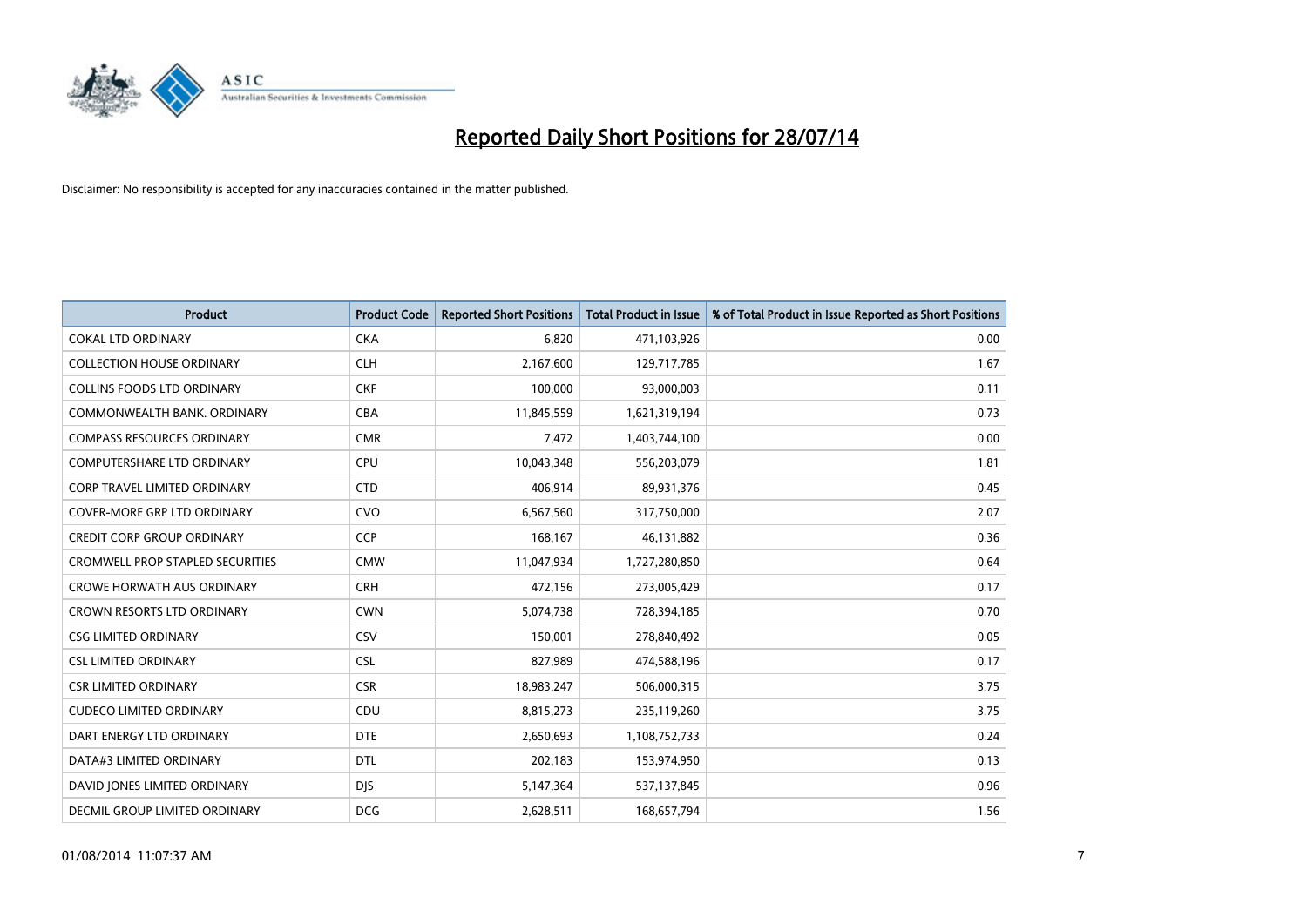# Reported Daily Short Positions for 28/07/14

Disclaimer: No responsibility is accepted for any inaccuracies contained in the matter published.

| Product | Product Code | Reported Short Positions | Total Product in Issue | % of Total Product in Issue Reported as Short Positions |
|---|---|---|---|---|
| COKAL LTD ORDINARY | CKA | 6,820 | 471,103,926 | 0.00 |
| COLLECTION HOUSE ORDINARY | CLH | 2,167,600 | 129,717,785 | 1.67 |
| COLLINS FOODS LTD ORDINARY | CKF | 100,000 | 93,000,003 | 0.11 |
| COMMONWEALTH BANK. ORDINARY | CBA | 11,845,559 | 1,621,319,194 | 0.73 |
| COMPASS RESOURCES ORDINARY | CMR | 7,472 | 1,403,744,100 | 0.00 |
| COMPUTERSHARE LTD ORDINARY | CPU | 10,043,348 | 556,203,079 | 1.81 |
| CORP TRAVEL LIMITED ORDINARY | CTD | 406,914 | 89,931,376 | 0.45 |
| COVER-MORE GRP LTD ORDINARY | CVO | 6,567,560 | 317,750,000 | 2.07 |
| CREDIT CORP GROUP ORDINARY | CCP | 168,167 | 46,131,882 | 0.36 |
| CROMWELL PROP STAPLED SECURITIES | CMW | 11,047,934 | 1,727,280,850 | 0.64 |
| CROWE HORWATH AUS ORDINARY | CRH | 472,156 | 273,005,429 | 0.17 |
| CROWN RESORTS LTD ORDINARY | CWN | 5,074,738 | 728,394,185 | 0.70 |
| CSG LIMITED ORDINARY | CSV | 150,001 | 278,840,492 | 0.05 |
| CSL LIMITED ORDINARY | CSL | 827,989 | 474,588,196 | 0.17 |
| CSR LIMITED ORDINARY | CSR | 18,983,247 | 506,000,315 | 3.75 |
| CUDECO LIMITED ORDINARY | CDU | 8,815,273 | 235,119,260 | 3.75 |
| DART ENERGY LTD ORDINARY | DTE | 2,650,693 | 1,108,752,733 | 0.24 |
| DATA#3 LIMITED ORDINARY | DTL | 202,183 | 153,974,950 | 0.13 |
| DAVID JONES LIMITED ORDINARY | DJS | 5,147,364 | 537,137,845 | 0.96 |
| DECMIL GROUP LIMITED ORDINARY | DCG | 2,628,511 | 168,657,794 | 1.56 |

01/08/2014 11:07:37 AM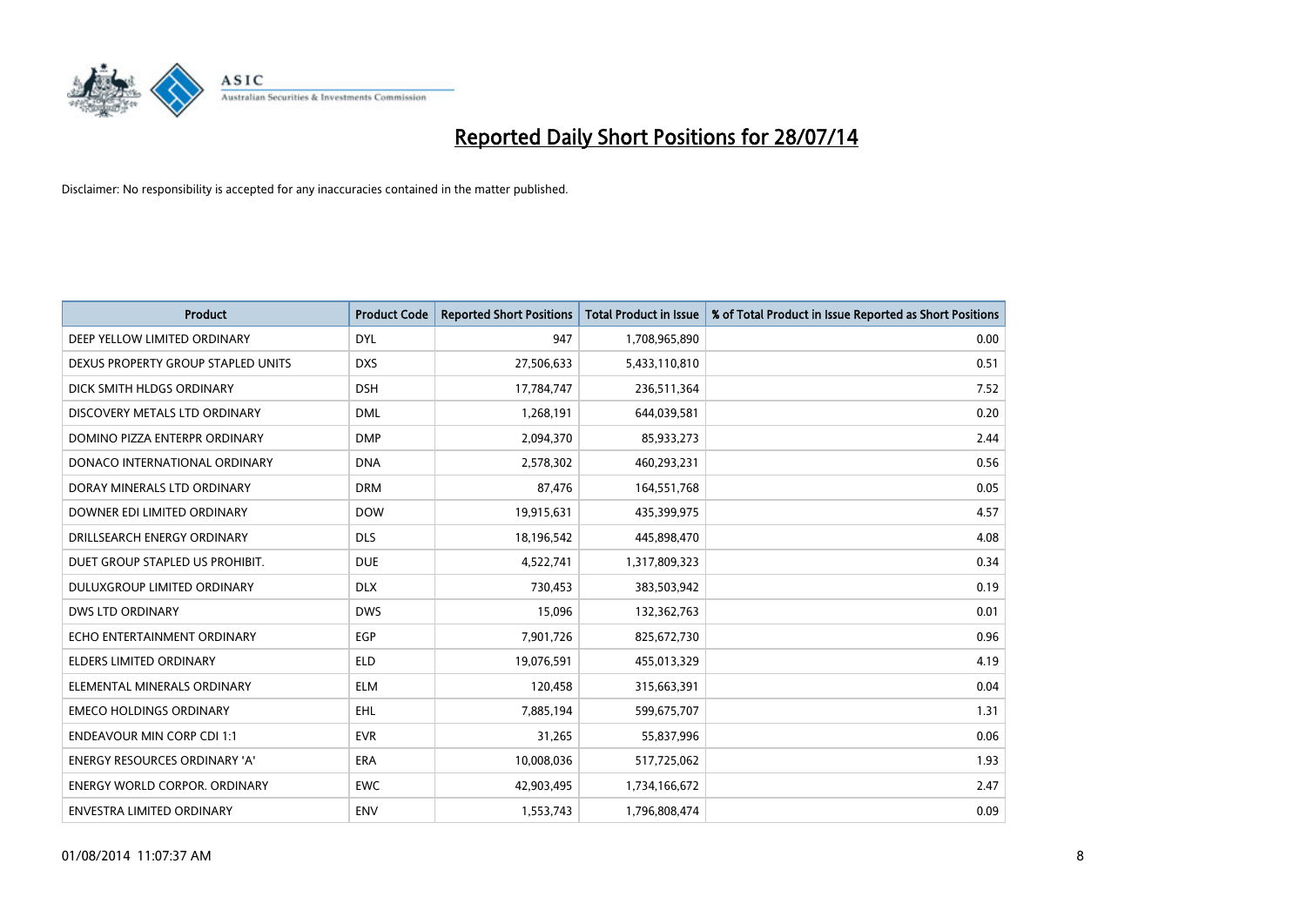# Reported Daily Short Positions for 28/07/14

Disclaimer: No responsibility is accepted for any inaccuracies contained in the matter published.

| Product | Product Code | Reported Short Positions | Total Product in Issue | % of Total Product in Issue Reported as Short Positions |
|---|---|---|---|---|
| DEEP YELLOW LIMITED ORDINARY | DYL | 947 | 1,708,965,890 | 0.00 |
| DEXUS PROPERTY GROUP STAPLED UNITS | DXS | 27,506,633 | 5,433,110,810 | 0.51 |
| DICK SMITH HLDGS ORDINARY | DSH | 17,784,747 | 236,511,364 | 7.52 |
| DISCOVERY METALS LTD ORDINARY | DML | 1,268,191 | 644,039,581 | 0.20 |
| DOMINO PIZZA ENTERPR ORDINARY | DMP | 2,094,370 | 85,933,273 | 2.44 |
| DONACO INTERNATIONAL ORDINARY | DNA | 2,578,302 | 460,293,231 | 0.56 |
| DORAY MINERALS LTD ORDINARY | DRM | 87,476 | 164,551,768 | 0.05 |
| DOWNER EDI LIMITED ORDINARY | DOW | 19,915,631 | 435,399,975 | 4.57 |
| DRILLSEARCH ENERGY ORDINARY | DLS | 18,196,542 | 445,898,470 | 4.08 |
| DUET GROUP STAPLED US PROHIBIT. | DUE | 4,522,741 | 1,317,809,323 | 0.34 |
| DULUXGROUP LIMITED ORDINARY | DLX | 730,453 | 383,503,942 | 0.19 |
| DWS LTD ORDINARY | DWS | 15,096 | 132,362,763 | 0.01 |
| ECHO ENTERTAINMENT ORDINARY | EGP | 7,901,726 | 825,672,730 | 0.96 |
| ELDERS LIMITED ORDINARY | ELD | 19,076,591 | 455,013,329 | 4.19 |
| ELEMENTAL MINERALS ORDINARY | ELM | 120,458 | 315,663,391 | 0.04 |
| EMECO HOLDINGS ORDINARY | EHL | 7,885,194 | 599,675,707 | 1.31 |
| ENDEAVOUR MIN CORP CDI 1:1 | EVR | 31,265 | 55,837,996 | 0.06 |
| ENERGY RESOURCES ORDINARY 'A' | ERA | 10,008,036 | 517,725,062 | 1.93 |
| ENERGY WORLD CORPOR. ORDINARY | EWC | 42,903,495 | 1,734,166,672 | 2.47 |
| ENVESTRA LIMITED ORDINARY | ENV | 1,553,743 | 1,796,808,474 | 0.09 |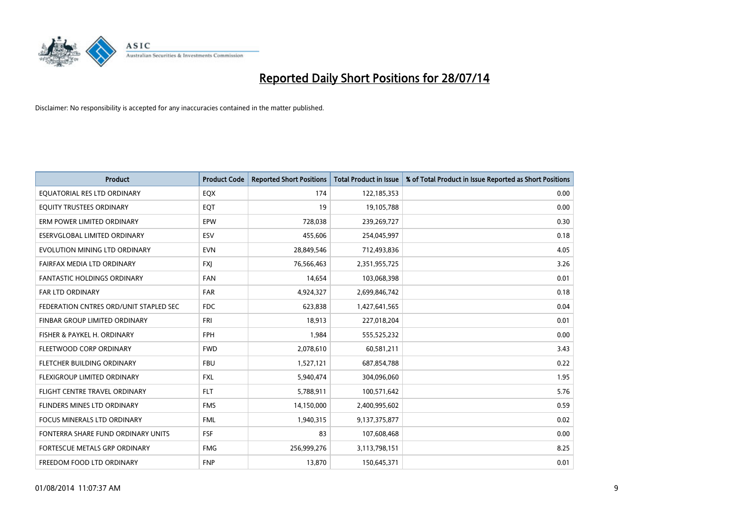# Reported Daily Short Positions for 28/07/14

Disclaimer: No responsibility is accepted for any inaccuracies contained in the matter published.

| Product | Product Code | Reported Short Positions | Total Product in Issue | % of Total Product in Issue Reported as Short Positions |
|---|---|---|---|---|
| EQUATORIAL RES LTD ORDINARY | EQX | 174 | 122,185,353 | 0.00 |
| EQUITY TRUSTEES ORDINARY | EQT | 19 | 19,105,788 | 0.00 |
| ERM POWER LIMITED ORDINARY | EPW | 728,038 | 239,269,727 | 0.30 |
| ESERVGLOBAL LIMITED ORDINARY | ESV | 455,606 | 254,045,997 | 0.18 |
| EVOLUTION MINING LTD ORDINARY | EVN | 28,849,546 | 712,493,836 | 4.05 |
| FAIRFAX MEDIA LTD ORDINARY | FXJ | 76,566,463 | 2,351,955,725 | 3.26 |
| FANTASTIC HOLDINGS ORDINARY | FAN | 14,654 | 103,068,398 | 0.01 |
| FAR LTD ORDINARY | FAR | 4,924,327 | 2,699,846,742 | 0.18 |
| FEDERATION CNTRES ORD/UNIT STAPLED SEC | FDC | 623,838 | 1,427,641,565 | 0.04 |
| FINBAR GROUP LIMITED ORDINARY | FRI | 18,913 | 227,018,204 | 0.01 |
| FISHER & PAYKEL H. ORDINARY | FPH | 1,984 | 555,525,232 | 0.00 |
| FLEETWOOD CORP ORDINARY | FWD | 2,078,610 | 60,581,211 | 3.43 |
| FLETCHER BUILDING ORDINARY | FBU | 1,527,121 | 687,854,788 | 0.22 |
| FLEXIGROUP LIMITED ORDINARY | FXL | 5,940,474 | 304,096,060 | 1.95 |
| FLIGHT CENTRE TRAVEL ORDINARY | FLT | 5,788,911 | 100,571,642 | 5.76 |
| FLINDERS MINES LTD ORDINARY | FMS | 14,150,000 | 2,400,995,602 | 0.59 |
| FOCUS MINERALS LTD ORDINARY | FML | 1,940,315 | 9,137,375,877 | 0.02 |
| FONTERRA SHARE FUND ORDINARY UNITS | FSF | 83 | 107,608,468 | 0.00 |
| FORTESCUE METALS GRP ORDINARY | FMG | 256,999,276 | 3,113,798,151 | 8.25 |
| FREEDOM FOOD LTD ORDINARY | FNP | 13,870 | 150,645,371 | 0.01 |

01/08/2014 11:07:37 AM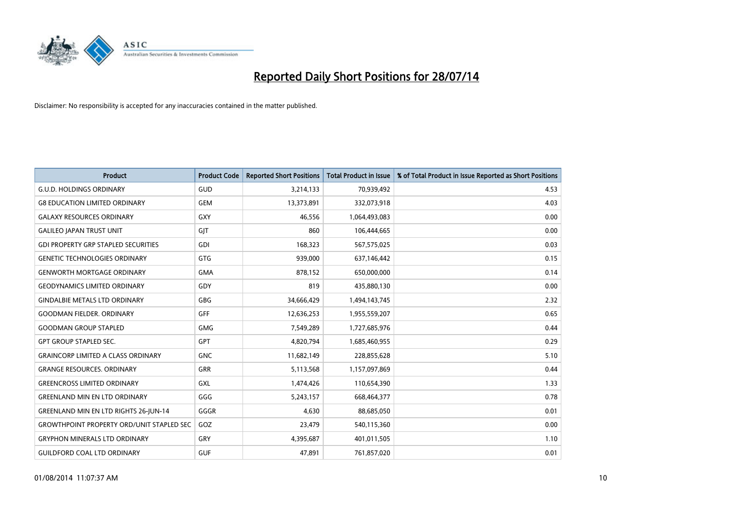# Reported Daily Short Positions for 28/07/14

Disclaimer: No responsibility is accepted for any inaccuracies contained in the matter published.

| Product | Product Code | Reported Short Positions | Total Product in Issue | % of Total Product in Issue Reported as Short Positions |
|---|---|---|---|---|
| G.U.D. HOLDINGS ORDINARY | GUD | 3,214,133 | 70,939,492 | 4.53 |
| G8 EDUCATION LIMITED ORDINARY | GEM | 13,373,891 | 332,073,918 | 4.03 |
| GALAXY RESOURCES ORDINARY | GXY | 46,556 | 1,064,493,083 | 0.00 |
| GALILEO JAPAN TRUST UNIT | GJT | 860 | 106,444,665 | 0.00 |
| GDI PROPERTY GRP STAPLED SECURITIES | GDI | 168,323 | 567,575,025 | 0.03 |
| GENETIC TECHNOLOGIES ORDINARY | GTG | 939,000 | 637,146,442 | 0.15 |
| GENWORTH MORTGAGE ORDINARY | GMA | 878,152 | 650,000,000 | 0.14 |
| GEODYNAMICS LIMITED ORDINARY | GDY | 819 | 435,880,130 | 0.00 |
| GINDALBIE METALS LTD ORDINARY | GBG | 34,666,429 | 1,494,143,745 | 2.32 |
| GOODMAN FIELDER. ORDINARY | GFF | 12,636,253 | 1,955,559,207 | 0.65 |
| GOODMAN GROUP STAPLED | GMG | 7,549,289 | 1,727,685,976 | 0.44 |
| GPT GROUP STAPLED SEC. | GPT | 4,820,794 | 1,685,460,955 | 0.29 |
| GRAINCORP LIMITED A CLASS ORDINARY | GNC | 11,682,149 | 228,855,628 | 5.10 |
| GRANGE RESOURCES. ORDINARY | GRR | 5,113,568 | 1,157,097,869 | 0.44 |
| GREENCROSS LIMITED ORDINARY | GXL | 1,474,426 | 110,654,390 | 1.33 |
| GREENLAND MIN EN LTD ORDINARY | GGG | 5,243,157 | 668,464,377 | 0.78 |
| GREENLAND MIN EN LTD RIGHTS 26-JUN-14 | GGGR | 4,630 | 88,685,050 | 0.01 |
| GROWTHPOINT PROPERTY ORD/UNIT STAPLED SEC | GOZ | 23,479 | 540,115,360 | 0.00 |
| GRYPHON MINERALS LTD ORDINARY | GRY | 4,395,687 | 401,011,505 | 1.10 |
| GUILDFORD COAL LTD ORDINARY | GUF | 47,891 | 761,857,020 | 0.01 |

01/08/2014 11:07:37 AM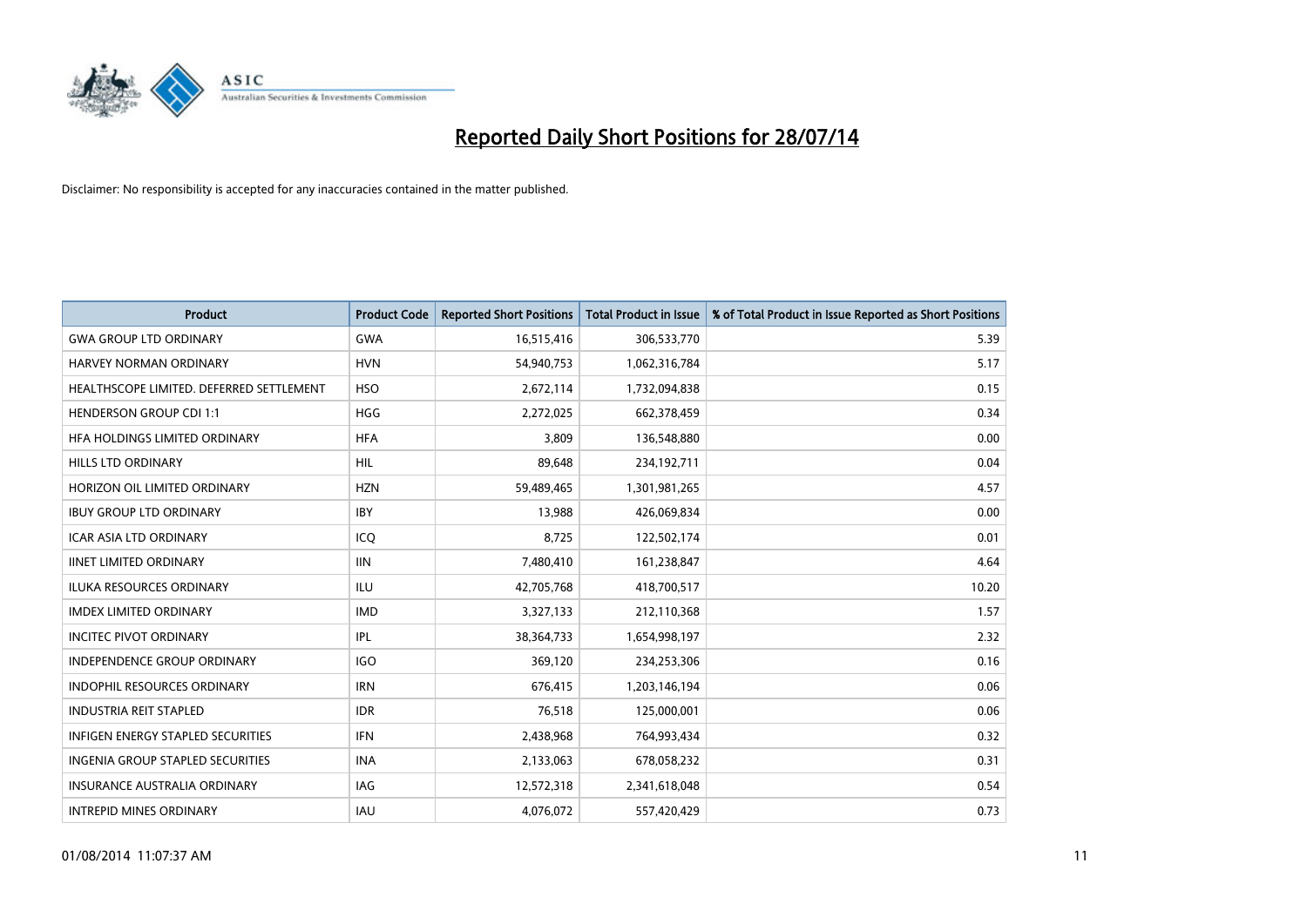# Reported Daily Short Positions for 28/07/14

Disclaimer: No responsibility is accepted for any inaccuracies contained in the matter published.

| Product | Product Code | Reported Short Positions | Total Product in Issue | % of Total Product in Issue Reported as Short Positions |
|---|---|---|---|---|
| GWA GROUP LTD ORDINARY | GWA | 16,515,416 | 306,533,770 | 5.39 |
| HARVEY NORMAN ORDINARY | HVN | 54,940,753 | 1,062,316,784 | 5.17 |
| HEALTHSCOPE LIMITED. DEFERRED SETTLEMENT | HSO | 2,672,114 | 1,732,094,838 | 0.15 |
| HENDERSON GROUP CDI 1:1 | HGG | 2,272,025 | 662,378,459 | 0.34 |
| HFA HOLDINGS LIMITED ORDINARY | HFA | 3,809 | 136,548,880 | 0.00 |
| HILLS LTD ORDINARY | HIL | 89,648 | 234,192,711 | 0.04 |
| HORIZON OIL LIMITED ORDINARY | HZN | 59,489,465 | 1,301,981,265 | 4.57 |
| IBUY GROUP LTD ORDINARY | IBY | 13,988 | 426,069,834 | 0.00 |
| ICAR ASIA LTD ORDINARY | ICQ | 8,725 | 122,502,174 | 0.01 |
| IINET LIMITED ORDINARY | IIN | 7,480,410 | 161,238,847 | 4.64 |
| ILUKA RESOURCES ORDINARY | ILU | 42,705,768 | 418,700,517 | 10.20 |
| IMDEX LIMITED ORDINARY | IMD | 3,327,133 | 212,110,368 | 1.57 |
| INCITEC PIVOT ORDINARY | IPL | 38,364,733 | 1,654,998,197 | 2.32 |
| INDEPENDENCE GROUP ORDINARY | IGO | 369,120 | 234,253,306 | 0.16 |
| INDOPHIL RESOURCES ORDINARY | IRN | 676,415 | 1,203,146,194 | 0.06 |
| INDUSTRIA REIT STAPLED | IDR | 76,518 | 125,000,001 | 0.06 |
| INFIGEN ENERGY STAPLED SECURITIES | IFN | 2,438,968 | 764,993,434 | 0.32 |
| INGENIA GROUP STAPLED SECURITIES | INA | 2,133,063 | 678,058,232 | 0.31 |
| INSURANCE AUSTRALIA ORDINARY | IAG | 12,572,318 | 2,341,618,048 | 0.54 |
| INTREPID MINES ORDINARY | IAU | 4,076,072 | 557,420,429 | 0.73 |

01/08/2014 11:07:37 AM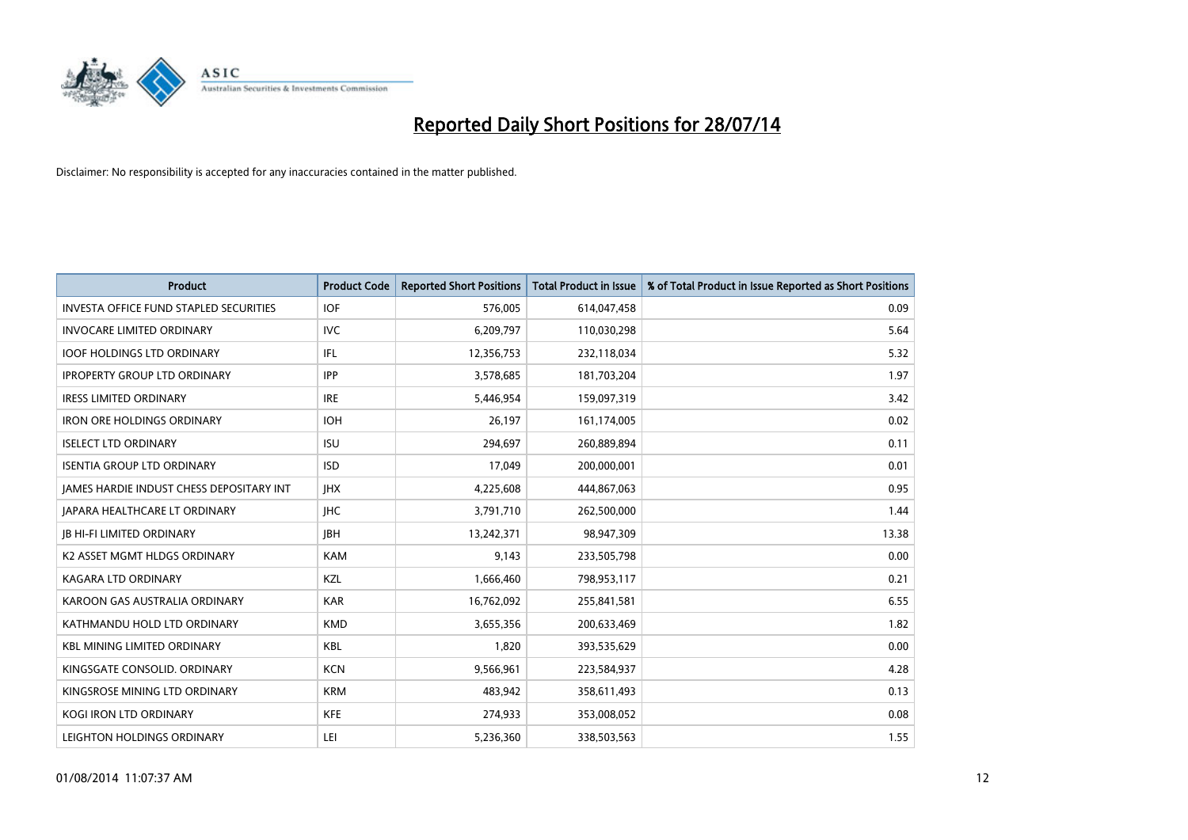# Reported Daily Short Positions for 28/07/14

Disclaimer: No responsibility is accepted for any inaccuracies contained in the matter published.

| Product | Product Code | Reported Short Positions | Total Product in Issue | % of Total Product in Issue Reported as Short Positions |
|---|---|---|---|---|
| INVESTA OFFICE FUND STAPLED SECURITIES | IOF | 576,005 | 614,047,458 | 0.09 |
| INVOCARE LIMITED ORDINARY | IVC | 6,209,797 | 110,030,298 | 5.64 |
| IOOF HOLDINGS LTD ORDINARY | IFL | 12,356,753 | 232,118,034 | 5.32 |
| IPROPERTY GROUP LTD ORDINARY | IPP | 3,578,685 | 181,703,204 | 1.97 |
| IRESS LIMITED ORDINARY | IRE | 5,446,954 | 159,097,319 | 3.42 |
| IRON ORE HOLDINGS ORDINARY | IOH | 26,197 | 161,174,005 | 0.02 |
| ISELECT LTD ORDINARY | ISU | 294,697 | 260,889,894 | 0.11 |
| ISENTIA GROUP LTD ORDINARY | ISD | 17,049 | 200,000,001 | 0.01 |
| JAMES HARDIE INDUST CHESS DEPOSITARY INT | JHX | 4,225,608 | 444,867,063 | 0.95 |
| JAPARA HEALTHCARE LT ORDINARY | JHC | 3,791,710 | 262,500,000 | 1.44 |
| JB HI-FI LIMITED ORDINARY | JBH | 13,242,371 | 98,947,309 | 13.38 |
| K2 ASSET MGMT HLDGS ORDINARY | KAM | 9,143 | 233,505,798 | 0.00 |
| KAGARA LTD ORDINARY | KZL | 1,666,460 | 798,953,117 | 0.21 |
| KAROON GAS AUSTRALIA ORDINARY | KAR | 16,762,092 | 255,841,581 | 6.55 |
| KATHMANDU HOLD LTD ORDINARY | KMD | 3,655,356 | 200,633,469 | 1.82 |
| KBL MINING LIMITED ORDINARY | KBL | 1,820 | 393,535,629 | 0.00 |
| KINGSGATE CONSOLID. ORDINARY | KCN | 9,566,961 | 223,584,937 | 4.28 |
| KINGSROSE MINING LTD ORDINARY | KRM | 483,942 | 358,611,493 | 0.13 |
| KOGI IRON LTD ORDINARY | KFE | 274,933 | 353,008,052 | 0.08 |
| LEIGHTON HOLDINGS ORDINARY | LEI | 5,236,360 | 338,503,563 | 1.55 |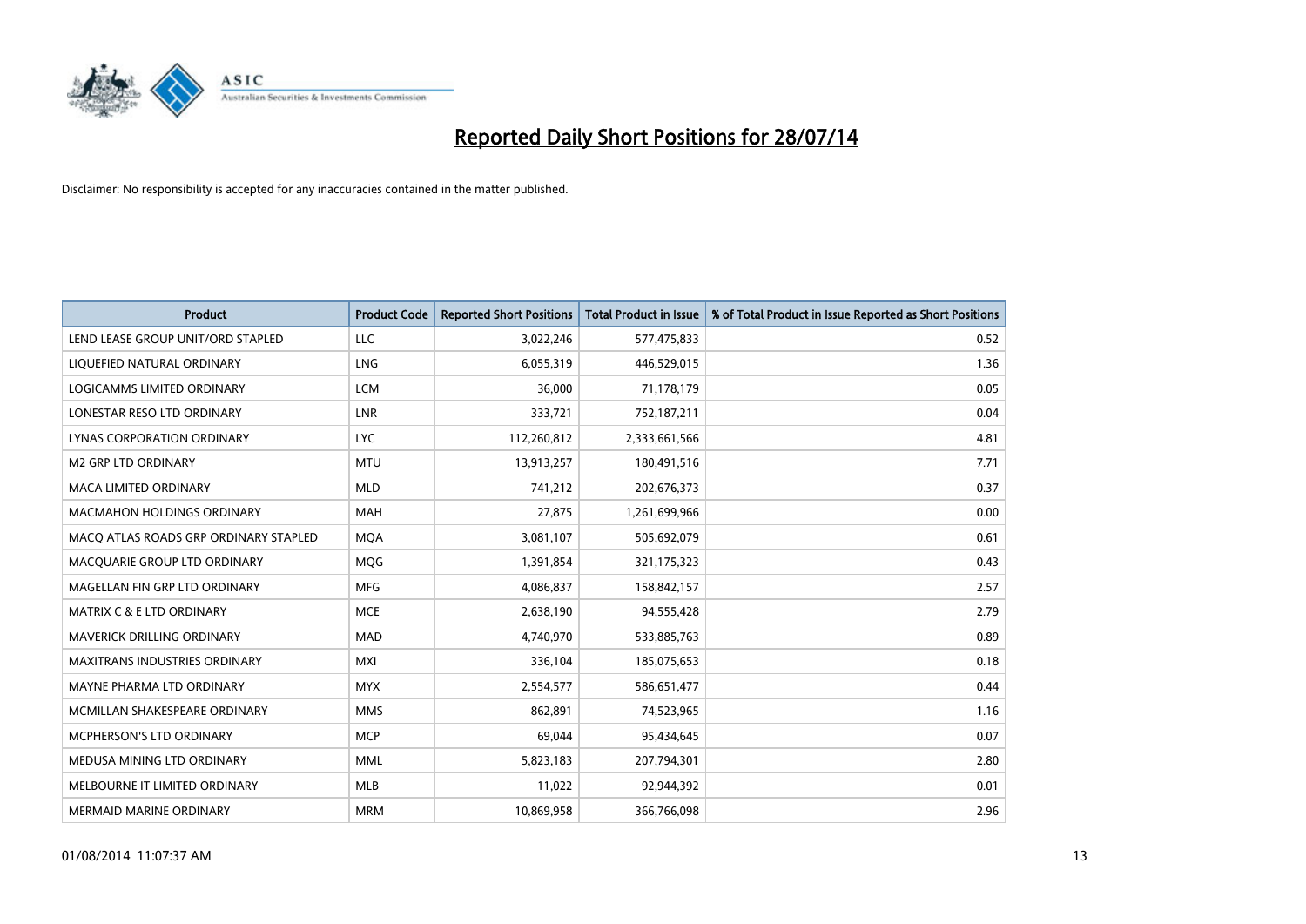# Reported Daily Short Positions for 28/07/14

Disclaimer: No responsibility is accepted for any inaccuracies contained in the matter published.

| Product | Product Code | Reported Short Positions | Total Product in Issue | % of Total Product in Issue Reported as Short Positions |
|---|---|---|---|---|
| LEND LEASE GROUP UNIT/ORD STAPLED | LLC | 3,022,246 | 577,475,833 | 0.52 |
| LIQUEFIED NATURAL ORDINARY | LNG | 6,055,319 | 446,529,015 | 1.36 |
| LOGICAMMS LIMITED ORDINARY | LCM | 36,000 | 71,178,179 | 0.05 |
| LONESTAR RESO LTD ORDINARY | LNR | 333,721 | 752,187,211 | 0.04 |
| LYNAS CORPORATION ORDINARY | LYC | 112,260,812 | 2,333,661,566 | 4.81 |
| M2 GRP LTD ORDINARY | MTU | 13,913,257 | 180,491,516 | 7.71 |
| MACA LIMITED ORDINARY | MLD | 741,212 | 202,676,373 | 0.37 |
| MACMAHON HOLDINGS ORDINARY | MAH | 27,875 | 1,261,699,966 | 0.00 |
| MACQ ATLAS ROADS GRP ORDINARY STAPLED | MQA | 3,081,107 | 505,692,079 | 0.61 |
| MACQUARIE GROUP LTD ORDINARY | MQG | 1,391,854 | 321,175,323 | 0.43 |
| MAGELLAN FIN GRP LTD ORDINARY | MFG | 4,086,837 | 158,842,157 | 2.57 |
| MATRIX C & E LTD ORDINARY | MCE | 2,638,190 | 94,555,428 | 2.79 |
| MAVERICK DRILLING ORDINARY | MAD | 4,740,970 | 533,885,763 | 0.89 |
| MAXITRANS INDUSTRIES ORDINARY | MXI | 336,104 | 185,075,653 | 0.18 |
| MAYNE PHARMA LTD ORDINARY | MYX | 2,554,577 | 586,651,477 | 0.44 |
| MCMILLAN SHAKESPEARE ORDINARY | MMS | 862,891 | 74,523,965 | 1.16 |
| MCPHERSON'S LTD ORDINARY | MCP | 69,044 | 95,434,645 | 0.07 |
| MEDUSA MINING LTD ORDINARY | MML | 5,823,183 | 207,794,301 | 2.80 |
| MELBOURNE IT LIMITED ORDINARY | MLB | 11,022 | 92,944,392 | 0.01 |
| MERMAID MARINE ORDINARY | MRM | 10,869,958 | 366,766,098 | 2.96 |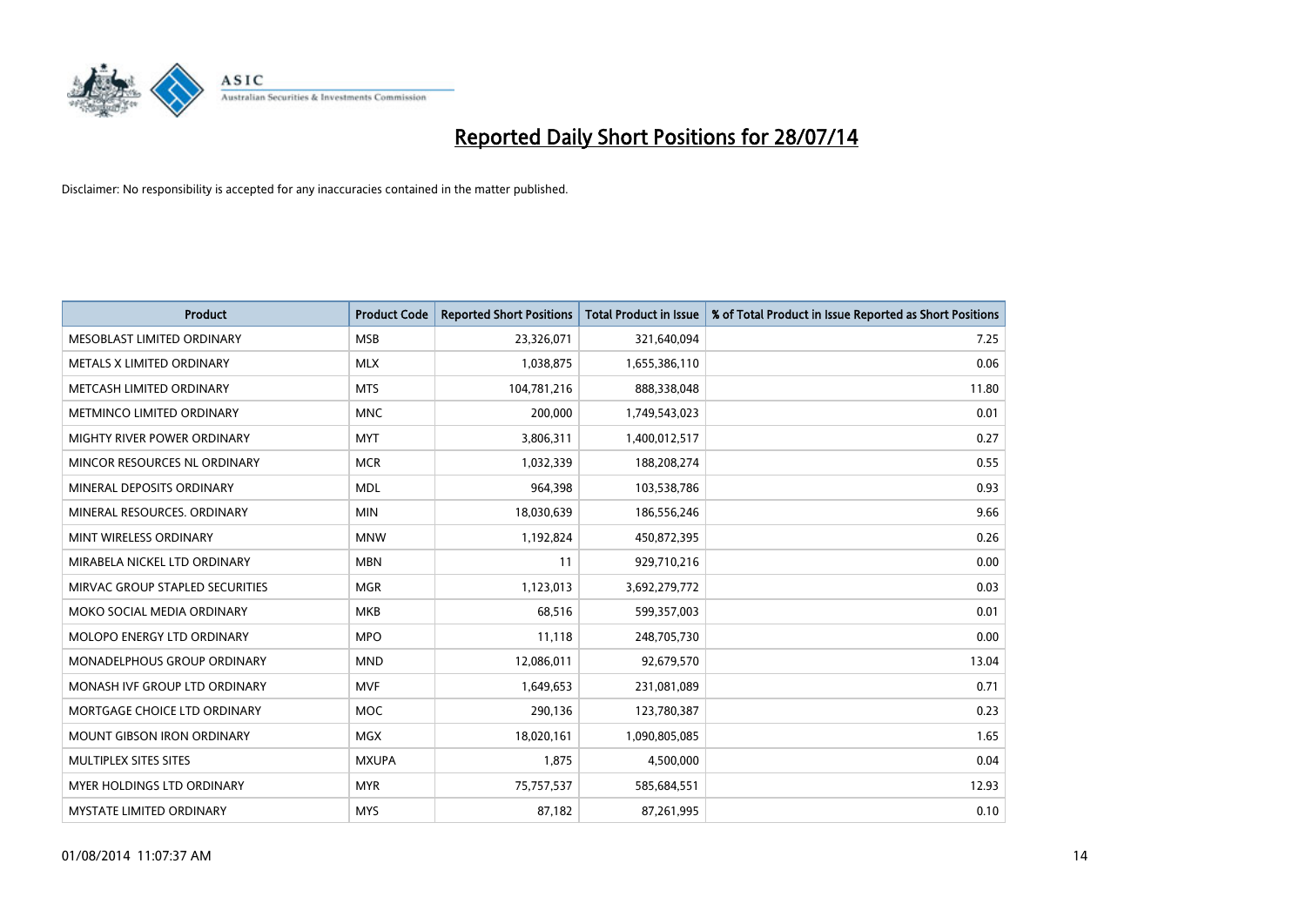# Reported Daily Short Positions for 28/07/14

Disclaimer: No responsibility is accepted for any inaccuracies contained in the matter published.

| Product | Product Code | Reported Short Positions | Total Product in Issue | % of Total Product in Issue Reported as Short Positions |
|---|---|---|---|---|
| MESOBLAST LIMITED ORDINARY | MSB | 23,326,071 | 321,640,094 | 7.25 |
| METALS X LIMITED ORDINARY | MLX | 1,038,875 | 1,655,386,110 | 0.06 |
| METCASH LIMITED ORDINARY | MTS | 104,781,216 | 888,338,048 | 11.80 |
| METMINCO LIMITED ORDINARY | MNC | 200,000 | 1,749,543,023 | 0.01 |
| MIGHTY RIVER POWER ORDINARY | MYT | 3,806,311 | 1,400,012,517 | 0.27 |
| MINCOR RESOURCES NL ORDINARY | MCR | 1,032,339 | 188,208,274 | 0.55 |
| MINERAL DEPOSITS ORDINARY | MDL | 964,398 | 103,538,786 | 0.93 |
| MINERAL RESOURCES. ORDINARY | MIN | 18,030,639 | 186,556,246 | 9.66 |
| MINT WIRELESS ORDINARY | MNW | 1,192,824 | 450,872,395 | 0.26 |
| MIRABELA NICKEL LTD ORDINARY | MBN | 11 | 929,710,216 | 0.00 |
| MIRVAC GROUP STAPLED SECURITIES | MGR | 1,123,013 | 3,692,279,772 | 0.03 |
| MOKO SOCIAL MEDIA ORDINARY | MKB | 68,516 | 599,357,003 | 0.01 |
| MOLOPO ENERGY LTD ORDINARY | MPO | 11,118 | 248,705,730 | 0.00 |
| MONADELPHOUS GROUP ORDINARY | MND | 12,086,011 | 92,679,570 | 13.04 |
| MONASH IVF GROUP LTD ORDINARY | MVF | 1,649,653 | 231,081,089 | 0.71 |
| MORTGAGE CHOICE LTD ORDINARY | MOC | 290,136 | 123,780,387 | 0.23 |
| MOUNT GIBSON IRON ORDINARY | MGX | 18,020,161 | 1,090,805,085 | 1.65 |
| MULTIPLEX SITES SITES | MXUPA | 1,875 | 4,500,000 | 0.04 |
| MYER HOLDINGS LTD ORDINARY | MYR | 75,757,537 | 585,684,551 | 12.93 |
| MYSTATE LIMITED ORDINARY | MYS | 87,182 | 87,261,995 | 0.10 |

01/08/2014 11:07:37 AM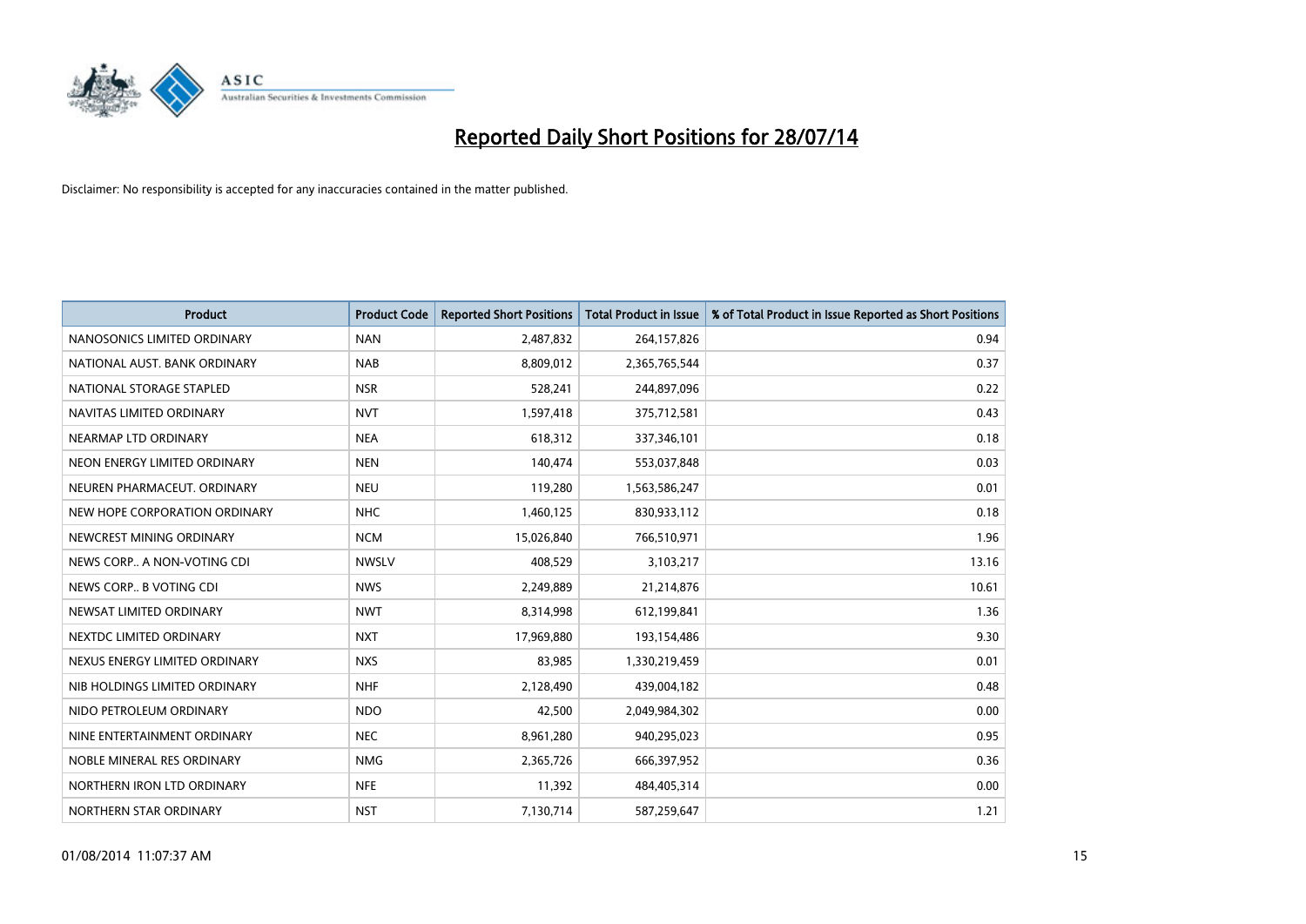# Reported Daily Short Positions for 28/07/14

Disclaimer: No responsibility is accepted for any inaccuracies contained in the matter published.

| Product | Product Code | Reported Short Positions | Total Product in Issue | % of Total Product in Issue Reported as Short Positions |
|---|---|---|---|---|
| NANOSONICS LIMITED ORDINARY | NAN | 2,487,832 | 264,157,826 | 0.94 |
| NATIONAL AUST. BANK ORDINARY | NAB | 8,809,012 | 2,365,765,544 | 0.37 |
| NATIONAL STORAGE STAPLED | NSR | 528,241 | 244,897,096 | 0.22 |
| NAVITAS LIMITED ORDINARY | NVT | 1,597,418 | 375,712,581 | 0.43 |
| NEARMAP LTD ORDINARY | NEA | 618,312 | 337,346,101 | 0.18 |
| NEON ENERGY LIMITED ORDINARY | NEN | 140,474 | 553,037,848 | 0.03 |
| NEUREN PHARMACEUT. ORDINARY | NEU | 119,280 | 1,563,586,247 | 0.01 |
| NEW HOPE CORPORATION ORDINARY | NHC | 1,460,125 | 830,933,112 | 0.18 |
| NEWCREST MINING ORDINARY | NCM | 15,026,840 | 766,510,971 | 1.96 |
| NEWS CORP.. A NON-VOTING CDI | NWSLV | 408,529 | 3,103,217 | 13.16 |
| NEWS CORP.. B VOTING CDI | NWS | 2,249,889 | 21,214,876 | 10.61 |
| NEWSAT LIMITED ORDINARY | NWT | 8,314,998 | 612,199,841 | 1.36 |
| NEXTDC LIMITED ORDINARY | NXT | 17,969,880 | 193,154,486 | 9.30 |
| NEXUS ENERGY LIMITED ORDINARY | NXS | 83,985 | 1,330,219,459 | 0.01 |
| NIB HOLDINGS LIMITED ORDINARY | NHF | 2,128,490 | 439,004,182 | 0.48 |
| NIDO PETROLEUM ORDINARY | NDO | 42,500 | 2,049,984,302 | 0.00 |
| NINE ENTERTAINMENT ORDINARY | NEC | 8,961,280 | 940,295,023 | 0.95 |
| NOBLE MINERAL RES ORDINARY | NMG | 2,365,726 | 666,397,952 | 0.36 |
| NORTHERN IRON LTD ORDINARY | NFE | 11,392 | 484,405,314 | 0.00 |
| NORTHERN STAR ORDINARY | NST | 7,130,714 | 587,259,647 | 1.21 |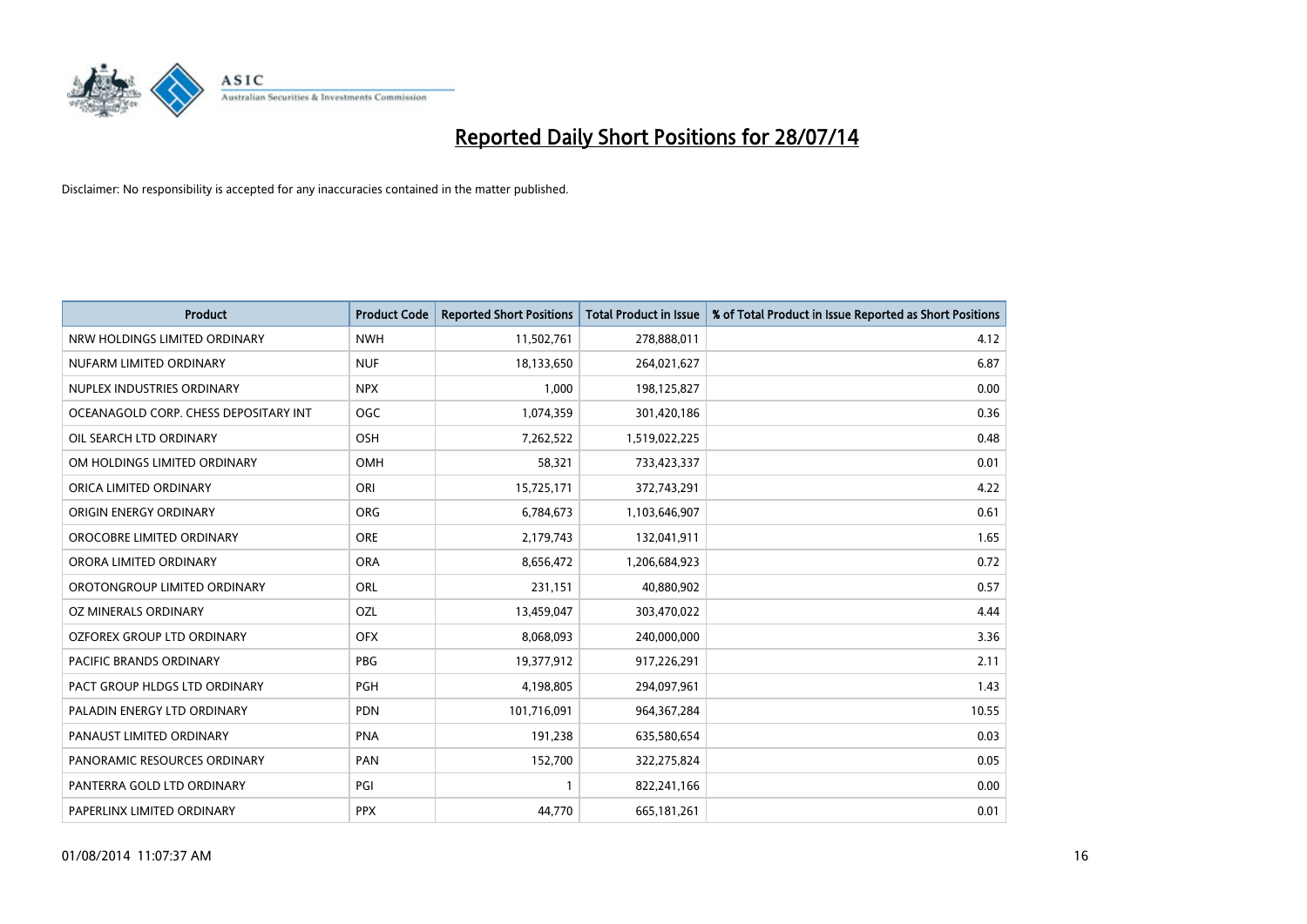# Reported Daily Short Positions for 28/07/14

Disclaimer: No responsibility is accepted for any inaccuracies contained in the matter published.

| Product | Product Code | Reported Short Positions | Total Product in Issue | % of Total Product in Issue Reported as Short Positions |
|---|---|---|---|---|
| NRW HOLDINGS LIMITED ORDINARY | NWH | 11,502,761 | 278,888,011 | 4.12 |
| NUFARM LIMITED ORDINARY | NUF | 18,133,650 | 264,021,627 | 6.87 |
| NUPLEX INDUSTRIES ORDINARY | NPX | 1,000 | 198,125,827 | 0.00 |
| OCEANAGOLD CORP. CHESS DEPOSITARY INT | OGC | 1,074,359 | 301,420,186 | 0.36 |
| OIL SEARCH LTD ORDINARY | OSH | 7,262,522 | 1,519,022,225 | 0.48 |
| OM HOLDINGS LIMITED ORDINARY | OMH | 58,321 | 733,423,337 | 0.01 |
| ORICA LIMITED ORDINARY | ORI | 15,725,171 | 372,743,291 | 4.22 |
| ORIGIN ENERGY ORDINARY | ORG | 6,784,673 | 1,103,646,907 | 0.61 |
| OROCOBRE LIMITED ORDINARY | ORE | 2,179,743 | 132,041,911 | 1.65 |
| ORORA LIMITED ORDINARY | ORA | 8,656,472 | 1,206,684,923 | 0.72 |
| OROTONGROUP LIMITED ORDINARY | ORL | 231,151 | 40,880,902 | 0.57 |
| OZ MINERALS ORDINARY | OZL | 13,459,047 | 303,470,022 | 4.44 |
| OZFOREX GROUP LTD ORDINARY | OFX | 8,068,093 | 240,000,000 | 3.36 |
| PACIFIC BRANDS ORDINARY | PBG | 19,377,912 | 917,226,291 | 2.11 |
| PACT GROUP HLDGS LTD ORDINARY | PGH | 4,198,805 | 294,097,961 | 1.43 |
| PALADIN ENERGY LTD ORDINARY | PDN | 101,716,091 | 964,367,284 | 10.55 |
| PANAUST LIMITED ORDINARY | PNA | 191,238 | 635,580,654 | 0.03 |
| PANORAMIC RESOURCES ORDINARY | PAN | 152,700 | 322,275,824 | 0.05 |
| PANTERRA GOLD LTD ORDINARY | PGI | 1 | 822,241,166 | 0.00 |
| PAPERLINX LIMITED ORDINARY | PPX | 44,770 | 665,181,261 | 0.01 |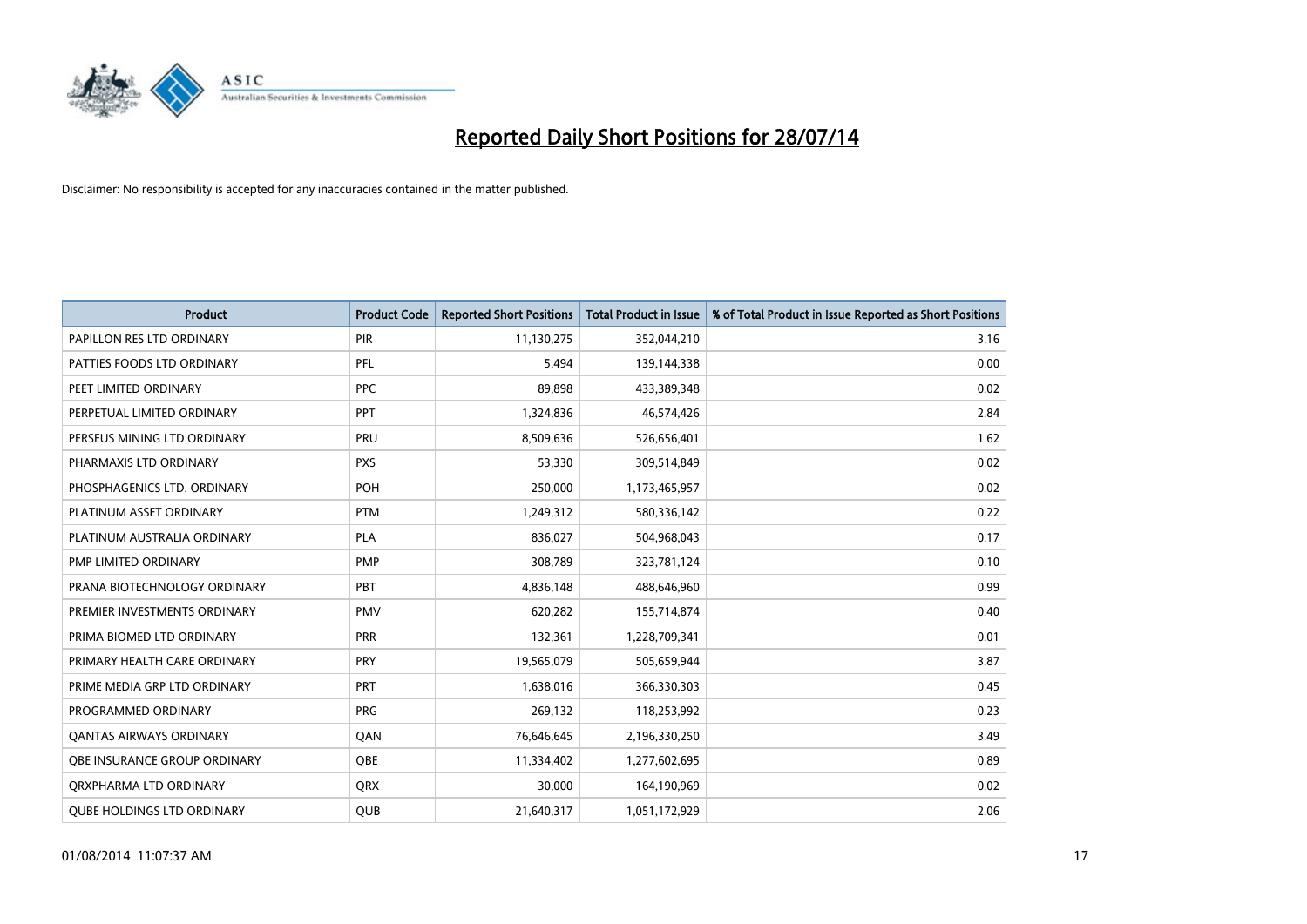# Reported Daily Short Positions for 28/07/14

Disclaimer: No responsibility is accepted for any inaccuracies contained in the matter published.

| Product | Product Code | Reported Short Positions | Total Product in Issue | % of Total Product in Issue Reported as Short Positions |
|---|---|---|---|---|
| PAPILLON RES LTD ORDINARY | PIR | 11,130,275 | 352,044,210 | 3.16 |
| PATTIES FOODS LTD ORDINARY | PFL | 5,494 | 139,144,338 | 0.00 |
| PEET LIMITED ORDINARY | PPC | 89,898 | 433,389,348 | 0.02 |
| PERPETUAL LIMITED ORDINARY | PPT | 1,324,836 | 46,574,426 | 2.84 |
| PERSEUS MINING LTD ORDINARY | PRU | 8,509,636 | 526,656,401 | 1.62 |
| PHARMAXIS LTD ORDINARY | PXS | 53,330 | 309,514,849 | 0.02 |
| PHOSPHAGENICS LTD. ORDINARY | POH | 250,000 | 1,173,465,957 | 0.02 |
| PLATINUM ASSET ORDINARY | PTM | 1,249,312 | 580,336,142 | 0.22 |
| PLATINUM AUSTRALIA ORDINARY | PLA | 836,027 | 504,968,043 | 0.17 |
| PMP LIMITED ORDINARY | PMP | 308,789 | 323,781,124 | 0.10 |
| PRANA BIOTECHNOLOGY ORDINARY | PBT | 4,836,148 | 488,646,960 | 0.99 |
| PREMIER INVESTMENTS ORDINARY | PMV | 620,282 | 155,714,874 | 0.40 |
| PRIMA BIOMED LTD ORDINARY | PRR | 132,361 | 1,228,709,341 | 0.01 |
| PRIMARY HEALTH CARE ORDINARY | PRY | 19,565,079 | 505,659,944 | 3.87 |
| PRIME MEDIA GRP LTD ORDINARY | PRT | 1,638,016 | 366,330,303 | 0.45 |
| PROGRAMMED ORDINARY | PRG | 269,132 | 118,253,992 | 0.23 |
| QANTAS AIRWAYS ORDINARY | QAN | 76,646,645 | 2,196,330,250 | 3.49 |
| QBE INSURANCE GROUP ORDINARY | QBE | 11,334,402 | 1,277,602,695 | 0.89 |
| QRXPHARMA LTD ORDINARY | QRX | 30,000 | 164,190,969 | 0.02 |
| QUBE HOLDINGS LTD ORDINARY | QUB | 21,640,317 | 1,051,172,929 | 2.06 |

01/08/2014 11:07:37 AM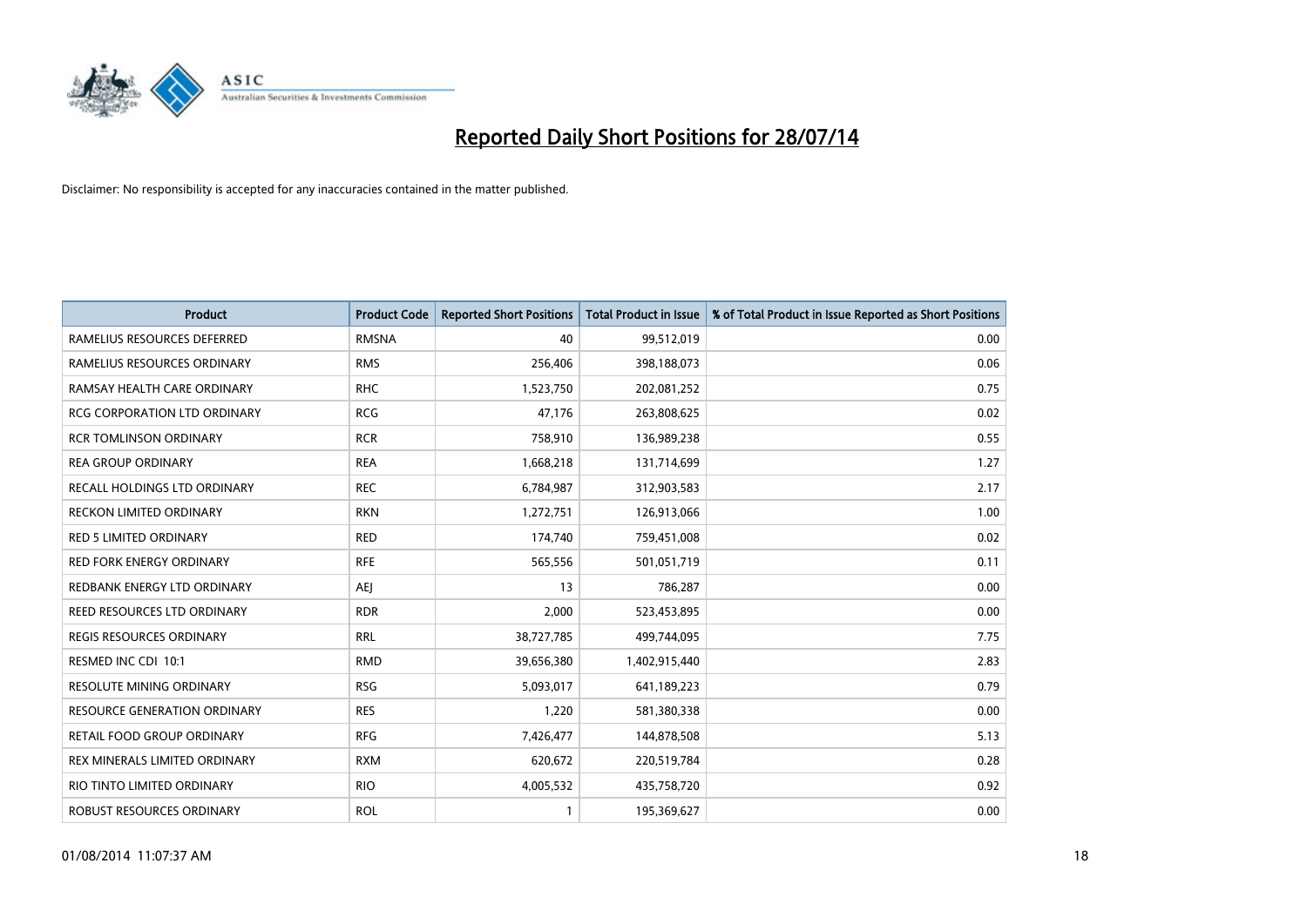# Reported Daily Short Positions for 28/07/14

Disclaimer: No responsibility is accepted for any inaccuracies contained in the matter published.

| Product | Product Code | Reported Short Positions | Total Product in Issue | % of Total Product in Issue Reported as Short Positions |
|---|---|---|---|---|
| RAMELIUS RESOURCES DEFERRED | RMSNA | 40 | 99,512,019 | 0.00 |
| RAMELIUS RESOURCES ORDINARY | RMS | 256,406 | 398,188,073 | 0.06 |
| RAMSAY HEALTH CARE ORDINARY | RHC | 1,523,750 | 202,081,252 | 0.75 |
| RCG CORPORATION LTD ORDINARY | RCG | 47,176 | 263,808,625 | 0.02 |
| RCR TOMLINSON ORDINARY | RCR | 758,910 | 136,989,238 | 0.55 |
| REA GROUP ORDINARY | REA | 1,668,218 | 131,714,699 | 1.27 |
| RECALL HOLDINGS LTD ORDINARY | REC | 6,784,987 | 312,903,583 | 2.17 |
| RECKON LIMITED ORDINARY | RKN | 1,272,751 | 126,913,066 | 1.00 |
| RED 5 LIMITED ORDINARY | RED | 174,740 | 759,451,008 | 0.02 |
| RED FORK ENERGY ORDINARY | RFE | 565,556 | 501,051,719 | 0.11 |
| REDBANK ENERGY LTD ORDINARY | AEJ | 13 | 786,287 | 0.00 |
| REED RESOURCES LTD ORDINARY | RDR | 2,000 | 523,453,895 | 0.00 |
| REGIS RESOURCES ORDINARY | RRL | 38,727,785 | 499,744,095 | 7.75 |
| RESMED INC CDI 10:1 | RMD | 39,656,380 | 1,402,915,440 | 2.83 |
| RESOLUTE MINING ORDINARY | RSG | 5,093,017 | 641,189,223 | 0.79 |
| RESOURCE GENERATION ORDINARY | RES | 1,220 | 581,380,338 | 0.00 |
| RETAIL FOOD GROUP ORDINARY | RFG | 7,426,477 | 144,878,508 | 5.13 |
| REX MINERALS LIMITED ORDINARY | RXM | 620,672 | 220,519,784 | 0.28 |
| RIO TINTO LIMITED ORDINARY | RIO | 4,005,532 | 435,758,720 | 0.92 |
| ROBUST RESOURCES ORDINARY | ROL | 1 | 195,369,627 | 0.00 |

01/08/2014 11:07:37 AM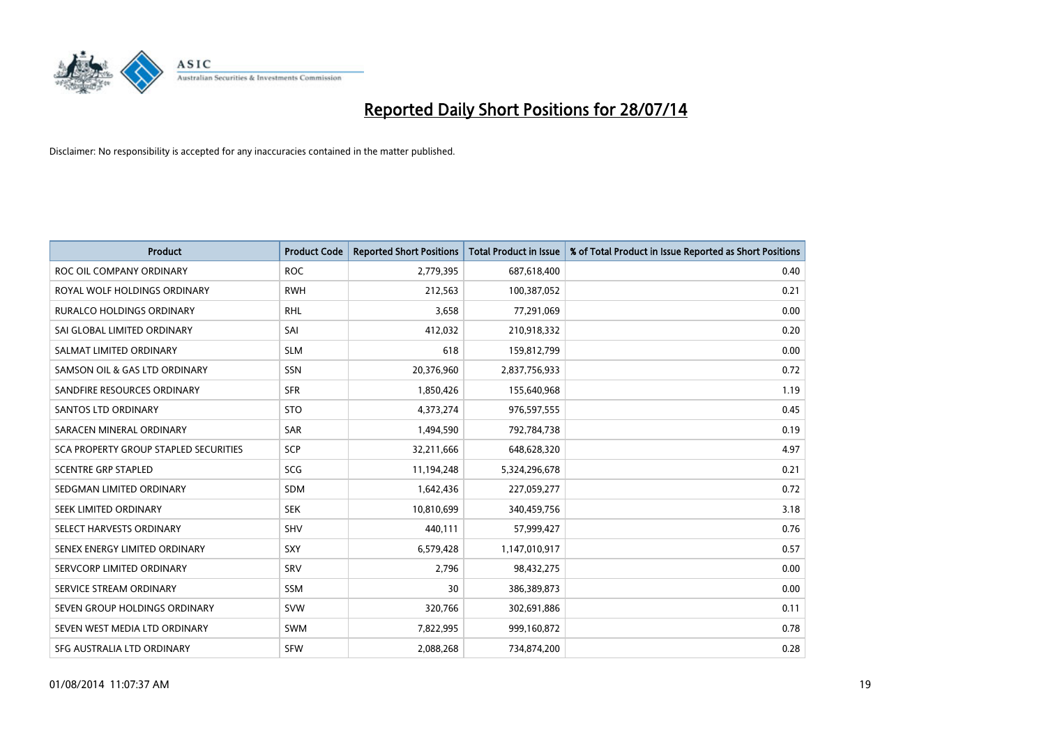# Reported Daily Short Positions for 28/07/14

Disclaimer: No responsibility is accepted for any inaccuracies contained in the matter published.

| Product | Product Code | Reported Short Positions | Total Product in Issue | % of Total Product in Issue Reported as Short Positions |
|---|---|---|---|---|
| ROC OIL COMPANY ORDINARY | ROC | 2,779,395 | 687,618,400 | 0.40 |
| ROYAL WOLF HOLDINGS ORDINARY | RWH | 212,563 | 100,387,052 | 0.21 |
| RURALCO HOLDINGS ORDINARY | RHL | 3,658 | 77,291,069 | 0.00 |
| SAI GLOBAL LIMITED ORDINARY | SAI | 412,032 | 210,918,332 | 0.20 |
| SALMAT LIMITED ORDINARY | SLM | 618 | 159,812,799 | 0.00 |
| SAMSON OIL & GAS LTD ORDINARY | SSN | 20,376,960 | 2,837,756,933 | 0.72 |
| SANDFIRE RESOURCES ORDINARY | SFR | 1,850,426 | 155,640,968 | 1.19 |
| SANTOS LTD ORDINARY | STO | 4,373,274 | 976,597,555 | 0.45 |
| SARACEN MINERAL ORDINARY | SAR | 1,494,590 | 792,784,738 | 0.19 |
| SCA PROPERTY GROUP STAPLED SECURITIES | SCP | 32,211,666 | 648,628,320 | 4.97 |
| SCENTRE GRP STAPLED | SCG | 11,194,248 | 5,324,296,678 | 0.21 |
| SEDGMAN LIMITED ORDINARY | SDM | 1,642,436 | 227,059,277 | 0.72 |
| SEEK LIMITED ORDINARY | SEK | 10,810,699 | 340,459,756 | 3.18 |
| SELECT HARVESTS ORDINARY | SHV | 440,111 | 57,999,427 | 0.76 |
| SENEX ENERGY LIMITED ORDINARY | SXY | 6,579,428 | 1,147,010,917 | 0.57 |
| SERVCORP LIMITED ORDINARY | SRV | 2,796 | 98,432,275 | 0.00 |
| SERVICE STREAM ORDINARY | SSM | 30 | 386,389,873 | 0.00 |
| SEVEN GROUP HOLDINGS ORDINARY | SVW | 320,766 | 302,691,886 | 0.11 |
| SEVEN WEST MEDIA LTD ORDINARY | SWM | 7,822,995 | 999,160,872 | 0.78 |
| SFG AUSTRALIA LTD ORDINARY | SFW | 2,088,268 | 734,874,200 | 0.28 |

01/08/2014 11:07:37 AM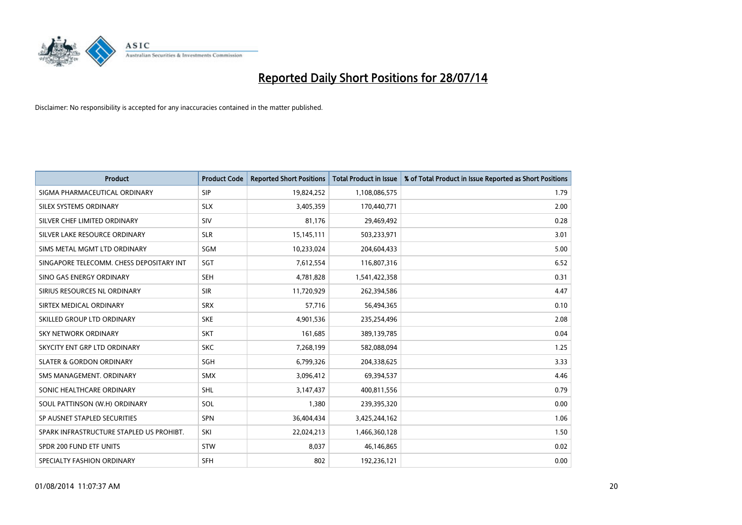# Reported Daily Short Positions for 28/07/14

Disclaimer: No responsibility is accepted for any inaccuracies contained in the matter published.

| Product | Product Code | Reported Short Positions | Total Product in Issue | % of Total Product in Issue Reported as Short Positions |
|---|---|---|---|---|
| SIGMA PHARMACEUTICAL ORDINARY | SIP | 19,824,252 | 1,108,086,575 | 1.79 |
| SILEX SYSTEMS ORDINARY | SLX | 3,405,359 | 170,440,771 | 2.00 |
| SILVER CHEF LIMITED ORDINARY | SIV | 81,176 | 29,469,492 | 0.28 |
| SILVER LAKE RESOURCE ORDINARY | SLR | 15,145,111 | 503,233,971 | 3.01 |
| SIMS METAL MGMT LTD ORDINARY | SGM | 10,233,024 | 204,604,433 | 5.00 |
| SINGAPORE TELECOMM. CHESS DEPOSITARY INT | SGT | 7,612,554 | 116,807,316 | 6.52 |
| SINO GAS ENERGY ORDINARY | SEH | 4,781,828 | 1,541,422,358 | 0.31 |
| SIRIUS RESOURCES NL ORDINARY | SIR | 11,720,929 | 262,394,586 | 4.47 |
| SIRTEX MEDICAL ORDINARY | SRX | 57,716 | 56,494,365 | 0.10 |
| SKILLED GROUP LTD ORDINARY | SKE | 4,901,536 | 235,254,496 | 2.08 |
| SKY NETWORK ORDINARY | SKT | 161,685 | 389,139,785 | 0.04 |
| SKYCITY ENT GRP LTD ORDINARY | SKC | 7,268,199 | 582,088,094 | 1.25 |
| SLATER & GORDON ORDINARY | SGH | 6,799,326 | 204,338,625 | 3.33 |
| SMS MANAGEMENT. ORDINARY | SMX | 3,096,412 | 69,394,537 | 4.46 |
| SONIC HEALTHCARE ORDINARY | SHL | 3,147,437 | 400,811,556 | 0.79 |
| SOUL PATTINSON (W.H) ORDINARY | SOL | 1,380 | 239,395,320 | 0.00 |
| SP AUSNET STAPLED SECURITIES | SPN | 36,404,434 | 3,425,244,162 | 1.06 |
| SPARK INFRASTRUCTURE STAPLED US PROHIBT. | SKI | 22,024,213 | 1,466,360,128 | 1.50 |
| SPDR 200 FUND ETF UNITS | STW | 8,037 | 46,146,865 | 0.02 |
| SPECIALTY FASHION ORDINARY | SFH | 802 | 192,236,121 | 0.00 |

01/08/2014 11:07:37 AM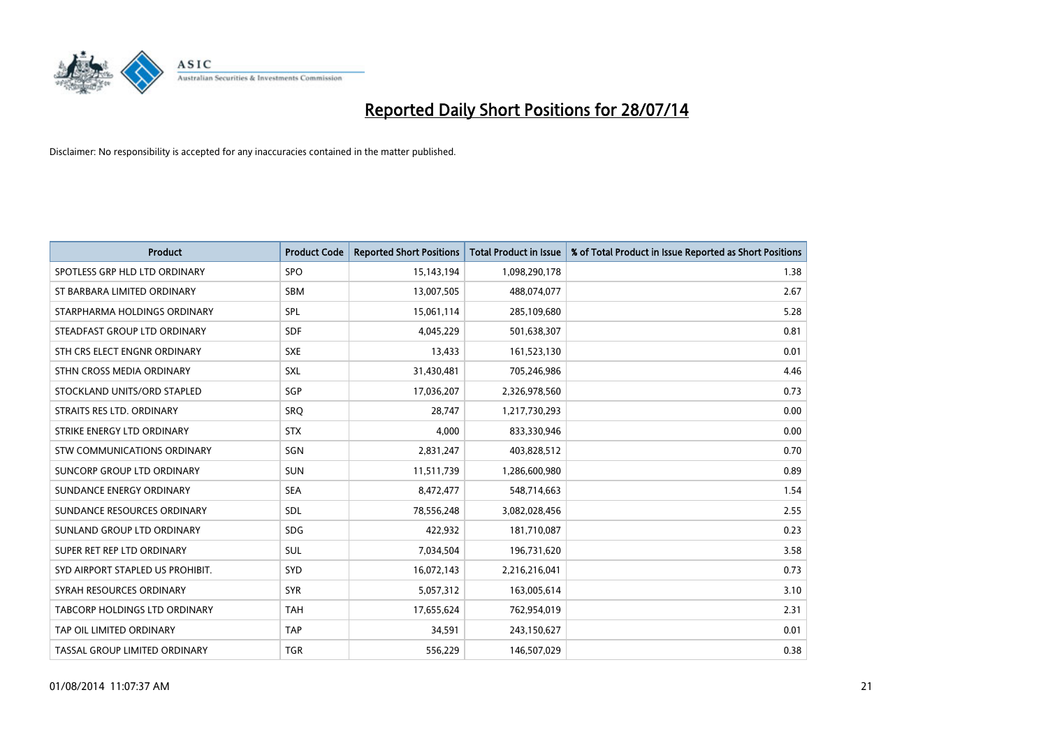# Reported Daily Short Positions for 28/07/14

Disclaimer: No responsibility is accepted for any inaccuracies contained in the matter published.

| Product | Product Code | Reported Short Positions | Total Product in Issue | % of Total Product in Issue Reported as Short Positions |
|---|---|---|---|---|
| SPOTLESS GRP HLD LTD ORDINARY | SPO | 15,143,194 | 1,098,290,178 | 1.38 |
| ST BARBARA LIMITED ORDINARY | SBM | 13,007,505 | 488,074,077 | 2.67 |
| STARPHARMA HOLDINGS ORDINARY | SPL | 15,061,114 | 285,109,680 | 5.28 |
| STEADFAST GROUP LTD ORDINARY | SDF | 4,045,229 | 501,638,307 | 0.81 |
| STH CRS ELECT ENGNR ORDINARY | SXE | 13,433 | 161,523,130 | 0.01 |
| STHN CROSS MEDIA ORDINARY | SXL | 31,430,481 | 705,246,986 | 4.46 |
| STOCKLAND UNITS/ORD STAPLED | SGP | 17,036,207 | 2,326,978,560 | 0.73 |
| STRAITS RES LTD. ORDINARY | SRQ | 28,747 | 1,217,730,293 | 0.00 |
| STRIKE ENERGY LTD ORDINARY | STX | 4,000 | 833,330,946 | 0.00 |
| STW COMMUNICATIONS ORDINARY | SGN | 2,831,247 | 403,828,512 | 0.70 |
| SUNCORP GROUP LTD ORDINARY | SUN | 11,511,739 | 1,286,600,980 | 0.89 |
| SUNDANCE ENERGY ORDINARY | SEA | 8,472,477 | 548,714,663 | 1.54 |
| SUNDANCE RESOURCES ORDINARY | SDL | 78,556,248 | 3,082,028,456 | 2.55 |
| SUNLAND GROUP LTD ORDINARY | SDG | 422,932 | 181,710,087 | 0.23 |
| SUPER RET REP LTD ORDINARY | SUL | 7,034,504 | 196,731,620 | 3.58 |
| SYD AIRPORT STAPLED US PROHIBIT. | SYD | 16,072,143 | 2,216,216,041 | 0.73 |
| SYRAH RESOURCES ORDINARY | SYR | 5,057,312 | 163,005,614 | 3.10 |
| TABCORP HOLDINGS LTD ORDINARY | TAH | 17,655,624 | 762,954,019 | 2.31 |
| TAP OIL LIMITED ORDINARY | TAP | 34,591 | 243,150,627 | 0.01 |
| TASSAL GROUP LIMITED ORDINARY | TGR | 556,229 | 146,507,029 | 0.38 |

01/08/2014 11:07:37 AM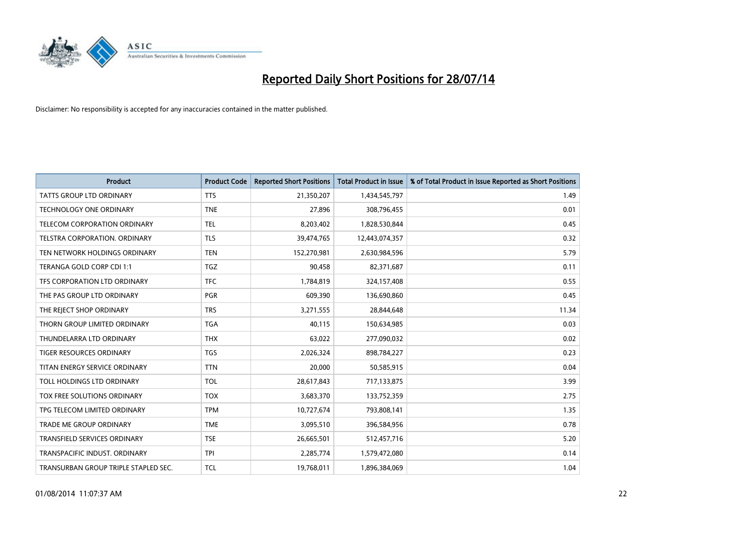# Reported Daily Short Positions for 28/07/14

Disclaimer: No responsibility is accepted for any inaccuracies contained in the matter published.

| Product | Product Code | Reported Short Positions | Total Product in Issue | % of Total Product in Issue Reported as Short Positions |
|---|---|---|---|---|
| TATTS GROUP LTD ORDINARY | TTS | 21,350,207 | 1,434,545,797 | 1.49 |
| TECHNOLOGY ONE ORDINARY | TNE | 27,896 | 308,796,455 | 0.01 |
| TELECOM CORPORATION ORDINARY | TEL | 8,203,402 | 1,828,530,844 | 0.45 |
| TELSTRA CORPORATION. ORDINARY | TLS | 39,474,765 | 12,443,074,357 | 0.32 |
| TEN NETWORK HOLDINGS ORDINARY | TEN | 152,270,981 | 2,630,984,596 | 5.79 |
| TERANGA GOLD CORP CDI 1:1 | TGZ | 90,458 | 82,371,687 | 0.11 |
| TFS CORPORATION LTD ORDINARY | TFC | 1,784,819 | 324,157,408 | 0.55 |
| THE PAS GROUP LTD ORDINARY | PGR | 609,390 | 136,690,860 | 0.45 |
| THE REJECT SHOP ORDINARY | TRS | 3,271,555 | 28,844,648 | 11.34 |
| THORN GROUP LIMITED ORDINARY | TGA | 40,115 | 150,634,985 | 0.03 |
| THUNDELARRA LTD ORDINARY | THX | 63,022 | 277,090,032 | 0.02 |
| TIGER RESOURCES ORDINARY | TGS | 2,026,324 | 898,784,227 | 0.23 |
| TITAN ENERGY SERVICE ORDINARY | TTN | 20,000 | 50,585,915 | 0.04 |
| TOLL HOLDINGS LTD ORDINARY | TOL | 28,617,843 | 717,133,875 | 3.99 |
| TOX FREE SOLUTIONS ORDINARY | TOX | 3,683,370 | 133,752,359 | 2.75 |
| TPG TELECOM LIMITED ORDINARY | TPM | 10,727,674 | 793,808,141 | 1.35 |
| TRADE ME GROUP ORDINARY | TME | 3,095,510 | 396,584,956 | 0.78 |
| TRANSFIELD SERVICES ORDINARY | TSE | 26,665,501 | 512,457,716 | 5.20 |
| TRANSPACIFIC INDUST. ORDINARY | TPI | 2,285,774 | 1,579,472,080 | 0.14 |
| TRANSURBAN GROUP TRIPLE STAPLED SEC. | TCL | 19,768,011 | 1,896,384,069 | 1.04 |

01/08/2014 11:07:37 AM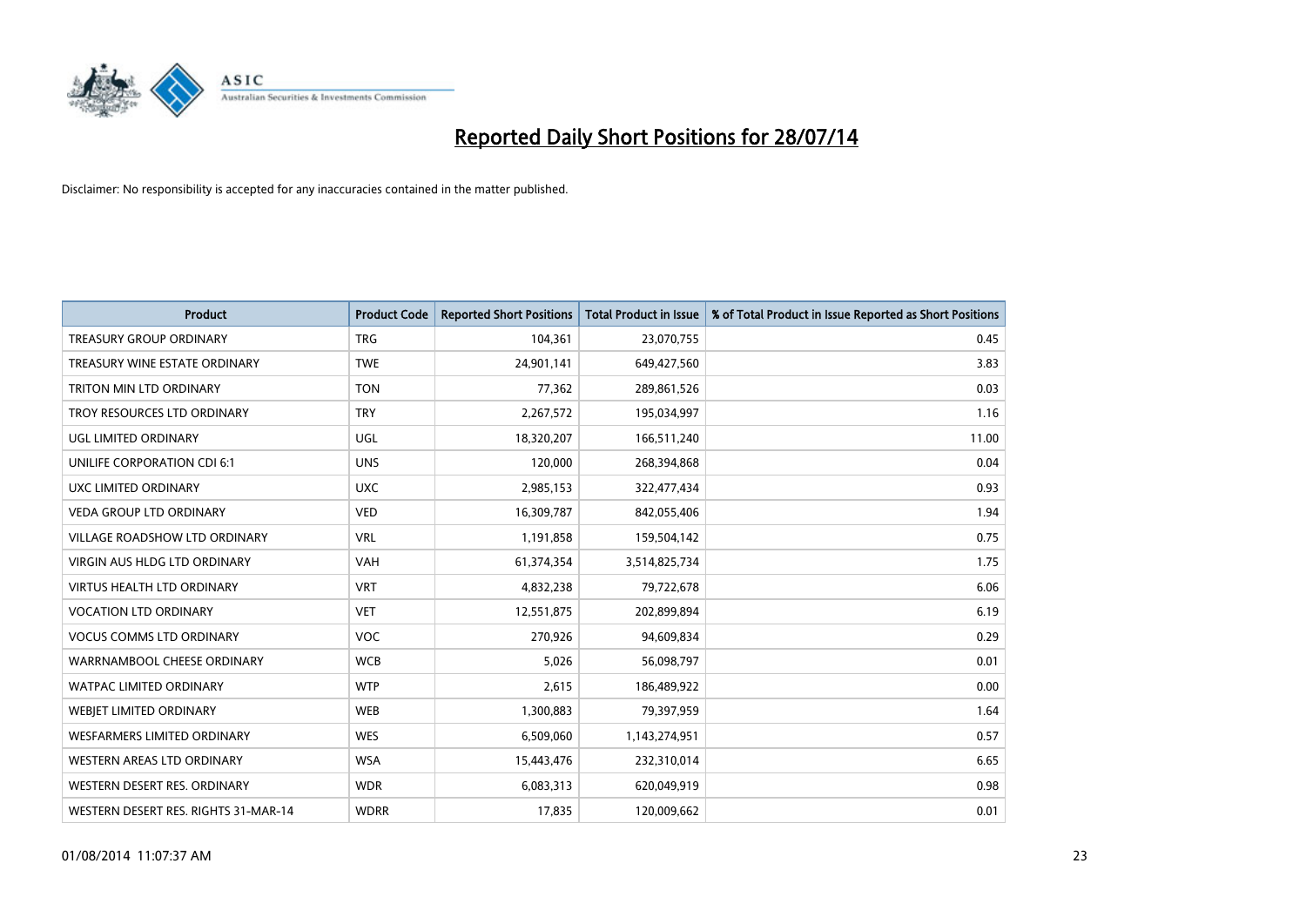# Reported Daily Short Positions for 28/07/14

Disclaimer: No responsibility is accepted for any inaccuracies contained in the matter published.

| Product | Product Code | Reported Short Positions | Total Product in Issue | % of Total Product in Issue Reported as Short Positions |
|---|---|---|---|---|
| TREASURY GROUP ORDINARY | TRG | 104,361 | 23,070,755 | 0.45 |
| TREASURY WINE ESTATE ORDINARY | TWE | 24,901,141 | 649,427,560 | 3.83 |
| TRITON MIN LTD ORDINARY | TON | 77,362 | 289,861,526 | 0.03 |
| TROY RESOURCES LTD ORDINARY | TRY | 2,267,572 | 195,034,997 | 1.16 |
| UGL LIMITED ORDINARY | UGL | 18,320,207 | 166,511,240 | 11.00 |
| UNILIFE CORPORATION CDI 6:1 | UNS | 120,000 | 268,394,868 | 0.04 |
| UXC LIMITED ORDINARY | UXC | 2,985,153 | 322,477,434 | 0.93 |
| VEDA GROUP LTD ORDINARY | VED | 16,309,787 | 842,055,406 | 1.94 |
| VILLAGE ROADSHOW LTD ORDINARY | VRL | 1,191,858 | 159,504,142 | 0.75 |
| VIRGIN AUS HLDG LTD ORDINARY | VAH | 61,374,354 | 3,514,825,734 | 1.75 |
| VIRTUS HEALTH LTD ORDINARY | VRT | 4,832,238 | 79,722,678 | 6.06 |
| VOCATION LTD ORDINARY | VET | 12,551,875 | 202,899,894 | 6.19 |
| VOCUS COMMS LTD ORDINARY | VOC | 270,926 | 94,609,834 | 0.29 |
| WARRNAMBOOL CHEESE ORDINARY | WCB | 5,026 | 56,098,797 | 0.01 |
| WATPAC LIMITED ORDINARY | WTP | 2,615 | 186,489,922 | 0.00 |
| WEBJET LIMITED ORDINARY | WEB | 1,300,883 | 79,397,959 | 1.64 |
| WESFARMERS LIMITED ORDINARY | WES | 6,509,060 | 1,143,274,951 | 0.57 |
| WESTERN AREAS LTD ORDINARY | WSA | 15,443,476 | 232,310,014 | 6.65 |
| WESTERN DESERT RES. ORDINARY | WDR | 6,083,313 | 620,049,919 | 0.98 |
| WESTERN DESERT RES. RIGHTS 31-MAR-14 | WDRR | 17,835 | 120,009,662 | 0.01 |

01/08/2014 11:07:37 AM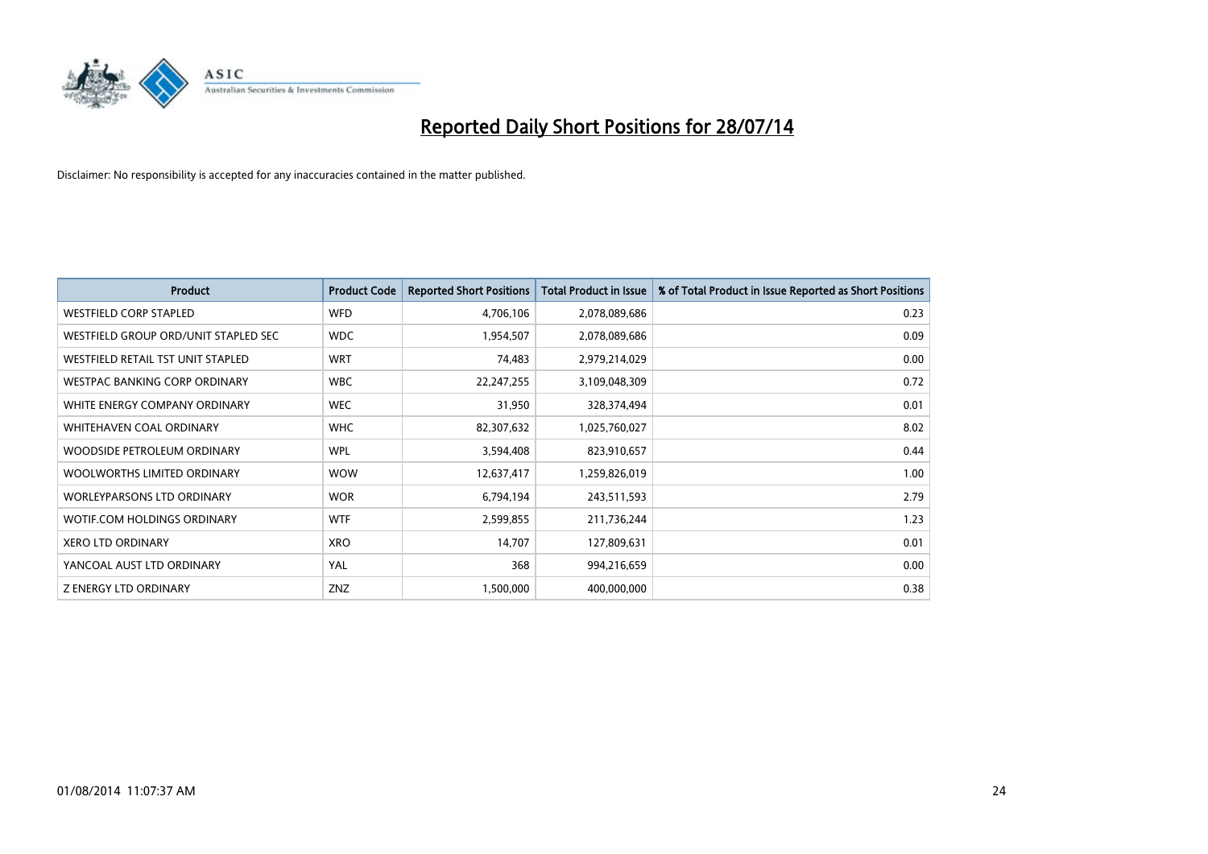# Reported Daily Short Positions for 28/07/14

Disclaimer: No responsibility is accepted for any inaccuracies contained in the matter published.

| Product | Product Code | Reported Short Positions | Total Product in Issue | % of Total Product in Issue Reported as Short Positions |
|---|---|---|---|---|
| WESTFIELD CORP STAPLED | WFD | 4,706,106 | 2,078,089,686 | 0.23 |
| WESTFIELD GROUP ORD/UNIT STAPLED SEC | WDC | 1,954,507 | 2,078,089,686 | 0.09 |
| WESTFIELD RETAIL TST UNIT STAPLED | WRT | 74,483 | 2,979,214,029 | 0.00 |
| WESTPAC BANKING CORP ORDINARY | WBC | 22,247,255 | 3,109,048,309 | 0.72 |
| WHITE ENERGY COMPANY ORDINARY | WEC | 31,950 | 328,374,494 | 0.01 |
| WHITEHAVEN COAL ORDINARY | WHC | 82,307,632 | 1,025,760,027 | 8.02 |
| WOODSIDE PETROLEUM ORDINARY | WPL | 3,594,408 | 823,910,657 | 0.44 |
| WOOLWORTHS LIMITED ORDINARY | WOW | 12,637,417 | 1,259,826,019 | 1.00 |
| WORLEYPARSONS LTD ORDINARY | WOR | 6,794,194 | 243,511,593 | 2.79 |
| WOTIF.COM HOLDINGS ORDINARY | WTF | 2,599,855 | 211,736,244 | 1.23 |
| XERO LTD ORDINARY | XRO | 14,707 | 127,809,631 | 0.01 |
| YANCOAL AUST LTD ORDINARY | YAL | 368 | 994,216,659 | 0.00 |
| Z ENERGY LTD ORDINARY | ZNZ | 1,500,000 | 400,000,000 | 0.38 |

01/08/2014 11:07:37 AM